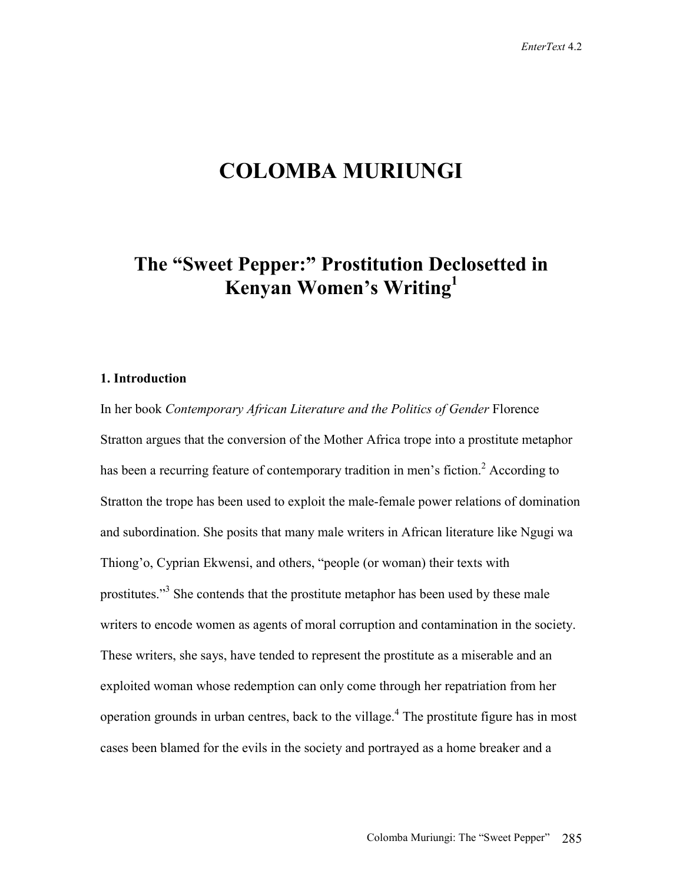# COLOMBA MURIUNGI

## The "Sweet Pepper:" Prostitution Declosetted in Kenyan Women's Writing[1]

### 1. Introduction

In her book *Contemporary African Literature and the Politics of Gender* Florence Stratton argues that the conversion of the Mother Africa trope into a prostitute metaphor has been a recurring feature of contemporary tradition in men's fiction.[2] According to Stratton the trope has been used to exploit the male-female power relations of domination and subordination. She posits that many male writers in African literature like Ngugi wa Thiong'o, Cyprian Ekwensi, and others, "people (or woman) their texts with prostitutes."[3] She contends that the prostitute metaphor has been used by these male writers to encode women as agents of moral corruption and contamination in the society. These writers, she says, have tended to represent the prostitute as a miserable and an exploited woman whose redemption can only come through her repatriation from her operation grounds in urban centres, back to the village.[4] The prostitute figure has in most cases been blamed for the evils in the society and portrayed as a home breaker and a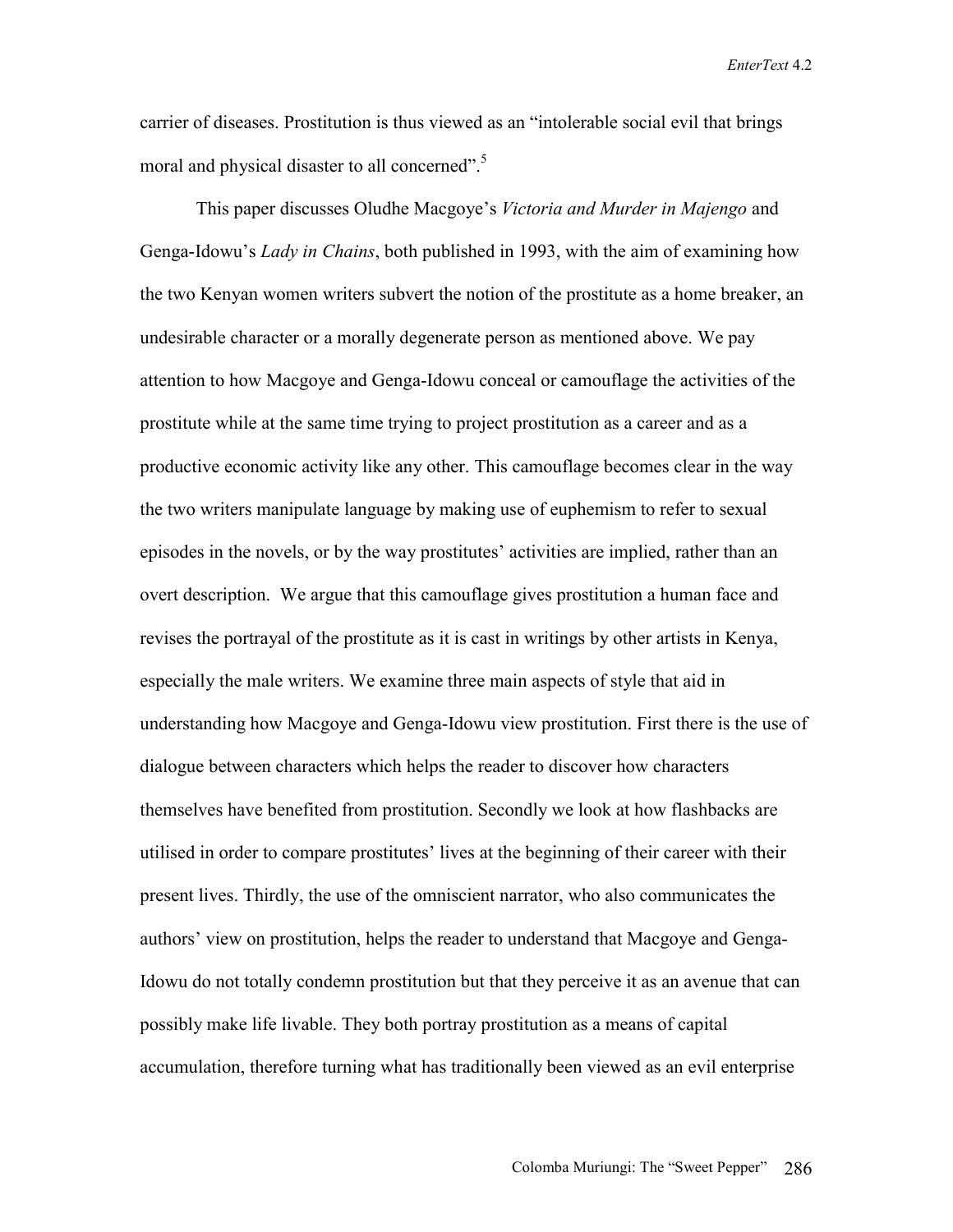carrier of diseases. Prostitution is thus viewed as an "intolerable social evil that brings moral and physical disaster to all concerned".[5]

This paper discusses Oludhe Macgoye's *Victoria and Murder in Majengo* and Genga-Idowu's *Lady in Chains*, both published in 1993, with the aim of examining how the two Kenyan women writers subvert the notion of the prostitute as a home breaker, an undesirable character or a morally degenerate person as mentioned above. We pay attention to how Macgoye and Genga-Idowu conceal or camouflage the activities of the prostitute while at the same time trying to project prostitution as a career and as a productive economic activity like any other. This camouflage becomes clear in the way the two writers manipulate language by making use of euphemism to refer to sexual episodes in the novels, or by the way prostitutes' activities are implied, rather than an overt description. We argue that this camouflage gives prostitution a human face and revises the portrayal of the prostitute as it is cast in writings by other artists in Kenya, especially the male writers. We examine three main aspects of style that aid in understanding how Macgoye and Genga-Idowu view prostitution. First there is the use of dialogue between characters which helps the reader to discover how characters themselves have benefited from prostitution. Secondly we look at how flashbacks are utilised in order to compare prostitutes' lives at the beginning of their career with their present lives. Thirdly, the use of the omniscient narrator, who also communicates the authors' view on prostitution, helps the reader to understand that Macgoye and Genga-Idowu do not totally condemn prostitution but that they perceive it as an avenue that can possibly make life livable. They both portray prostitution as a means of capital accumulation, therefore turning what has traditionally been viewed as an evil enterprise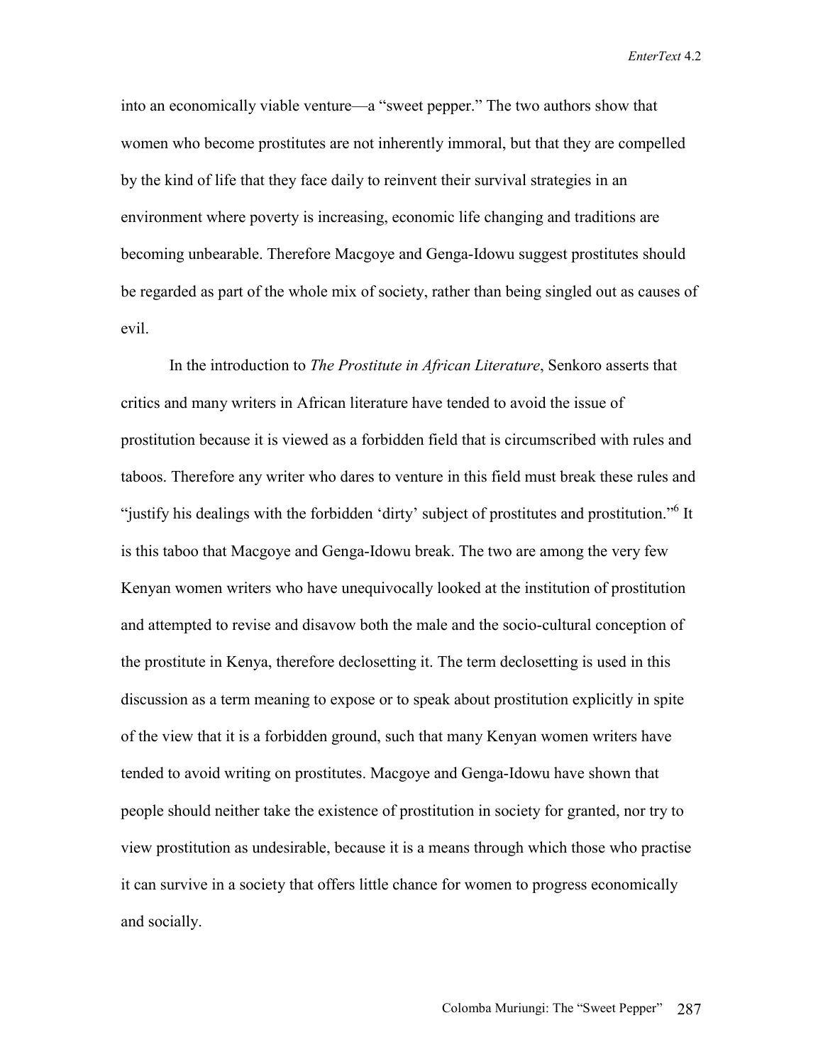into an economically viable venture—a "sweet pepper." The two authors show that women who become prostitutes are not inherently immoral, but that they are compelled by the kind of life that they face daily to reinvent their survival strategies in an environment where poverty is increasing, economic life changing and traditions are becoming unbearable. Therefore Macgoye and Genga-Idowu suggest prostitutes should be regarded as part of the whole mix of society, rather than being singled out as causes of evil.

In the introduction to *The Prostitute in African Literature*, Senkoro asserts that critics and many writers in African literature have tended to avoid the issue of prostitution because it is viewed as a forbidden field that is circumscribed with rules and taboos. Therefore any writer who dares to venture in this field must break these rules and "justify his dealings with the forbidden 'dirty' subject of prostitutes and prostitution."[6] It is this taboo that Macgoye and Genga-Idowu break. The two are among the very few Kenyan women writers who have unequivocally looked at the institution of prostitution and attempted to revise and disavow both the male and the socio-cultural conception of the prostitute in Kenya, therefore declosetting it. The term declosetting is used in this discussion as a term meaning to expose or to speak about prostitution explicitly in spite of the view that it is a forbidden ground, such that many Kenyan women writers have tended to avoid writing on prostitutes. Macgoye and Genga-Idowu have shown that people should neither take the existence of prostitution in society for granted, nor try to view prostitution as undesirable, because it is a means through which those who practise it can survive in a society that offers little chance for women to progress economically and socially.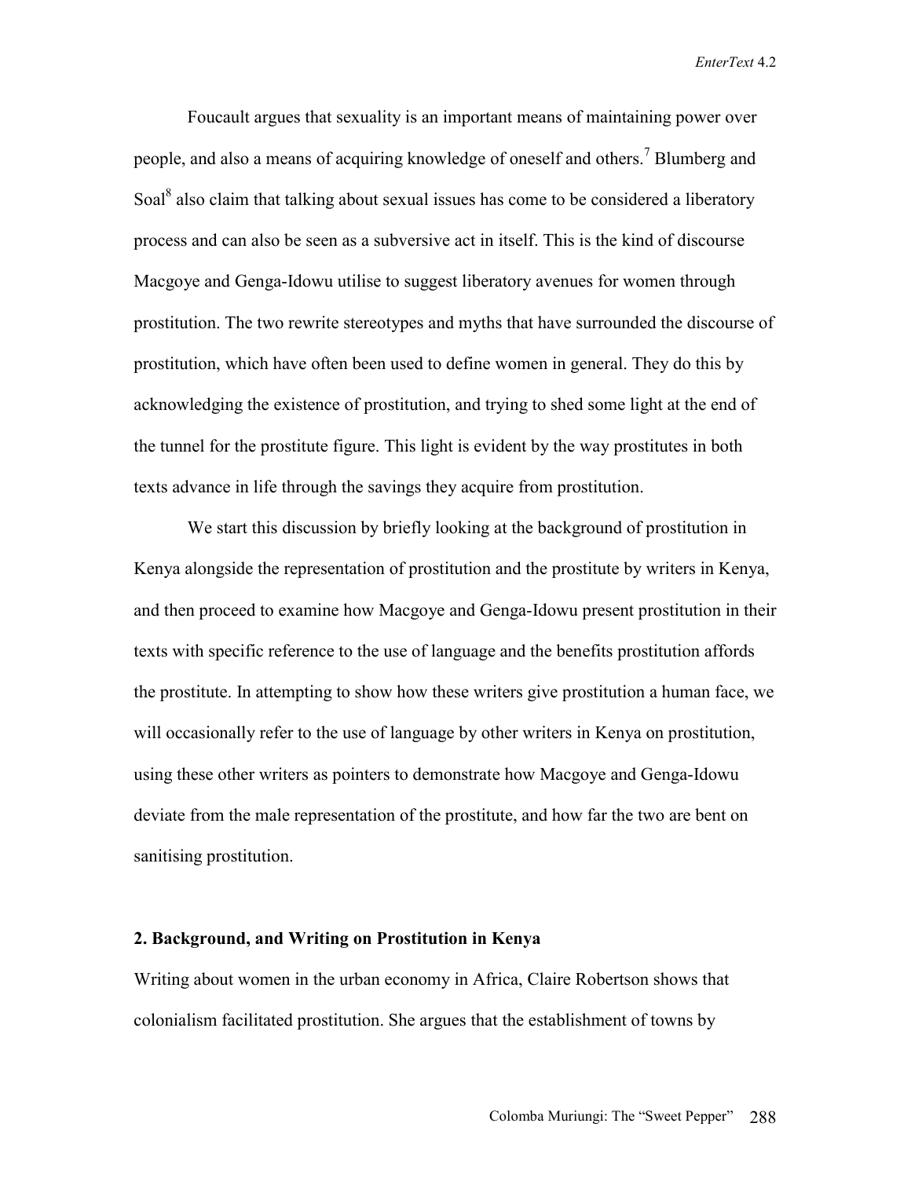Foucault argues that sexuality is an important means of maintaining power over people, and also a means of acquiring knowledge of oneself and others.[7] Blumberg and Soal[8] also claim that talking about sexual issues has come to be considered a liberatory process and can also be seen as a subversive act in itself. This is the kind of discourse Macgoye and Genga-Idowu utilise to suggest liberatory avenues for women through prostitution. The two rewrite stereotypes and myths that have surrounded the discourse of prostitution, which have often been used to define women in general. They do this by acknowledging the existence of prostitution, and trying to shed some light at the end of the tunnel for the prostitute figure. This light is evident by the way prostitutes in both texts advance in life through the savings they acquire from prostitution.

We start this discussion by briefly looking at the background of prostitution in Kenya alongside the representation of prostitution and the prostitute by writers in Kenya, and then proceed to examine how Macgoye and Genga-Idowu present prostitution in their texts with specific reference to the use of language and the benefits prostitution affords the prostitute. In attempting to show how these writers give prostitution a human face, we will occasionally refer to the use of language by other writers in Kenya on prostitution, using these other writers as pointers to demonstrate how Macgoye and Genga-Idowu deviate from the male representation of the prostitute, and how far the two are bent on sanitising prostitution.

## 2. Background, and Writing on Prostitution in Kenya

Writing about women in the urban economy in Africa, Claire Robertson shows that colonialism facilitated prostitution. She argues that the establishment of towns by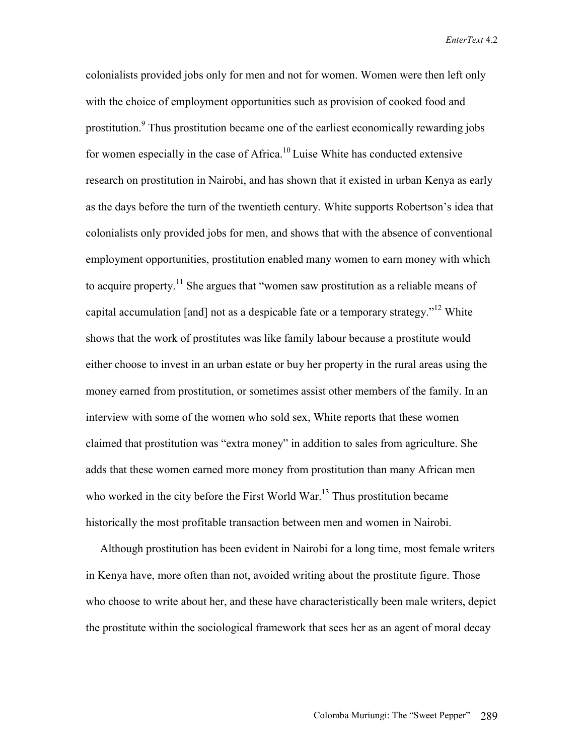colonialists provided jobs only for men and not for women. Women were then left only with the choice of employment opportunities such as provision of cooked food and prostitution.[9] Thus prostitution became one of the earliest economically rewarding jobs for women especially in the case of Africa.[10] Luise White has conducted extensive research on prostitution in Nairobi, and has shown that it existed in urban Kenya as early as the days before the turn of the twentieth century. White supports Robertson's idea that colonialists only provided jobs for men, and shows that with the absence of conventional employment opportunities, prostitution enabled many women to earn money with which to acquire property.[11] She argues that "women saw prostitution as a reliable means of capital accumulation [and] not as a despicable fate or a temporary strategy."[12] White shows that the work of prostitutes was like family labour because a prostitute would either choose to invest in an urban estate or buy her property in the rural areas using the money earned from prostitution, or sometimes assist other members of the family. In an interview with some of the women who sold sex, White reports that these women claimed that prostitution was "extra money" in addition to sales from agriculture. She adds that these women earned more money from prostitution than many African men who worked in the city before the First World War.[13] Thus prostitution became historically the most profitable transaction between men and women in Nairobi.

Although prostitution has been evident in Nairobi for a long time, most female writers in Kenya have, more often than not, avoided writing about the prostitute figure. Those who choose to write about her, and these have characteristically been male writers, depict the prostitute within the sociological framework that sees her as an agent of moral decay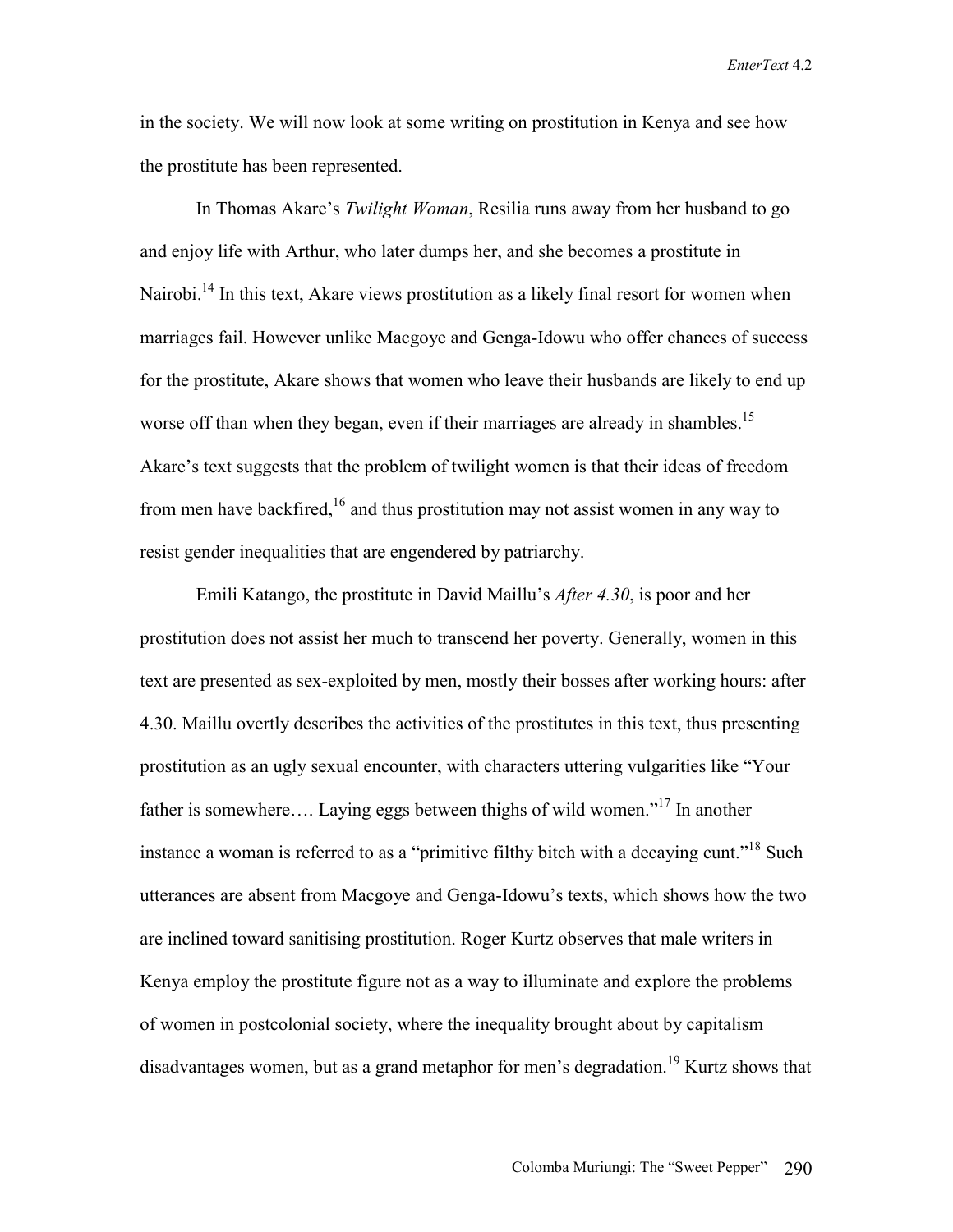in the society. We will now look at some writing on prostitution in Kenya and see how the prostitute has been represented.

In Thomas Akare's *Twilight Woman*, Resilia runs away from her husband to go and enjoy life with Arthur, who later dumps her, and she becomes a prostitute in Nairobi.[14] In this text, Akare views prostitution as a likely final resort for women when marriages fail. However unlike Macgoye and Genga-Idowu who offer chances of success for the prostitute, Akare shows that women who leave their husbands are likely to end up worse off than when they began, even if their marriages are already in shambles.[15] Akare's text suggests that the problem of twilight women is that their ideas of freedom from men have backfired,[16] and thus prostitution may not assist women in any way to resist gender inequalities that are engendered by patriarchy.

Emili Katango, the prostitute in David Maillu's *After 4.30*, is poor and her prostitution does not assist her much to transcend her poverty. Generally, women in this text are presented as sex-exploited by men, mostly their bosses after working hours: after 4.30. Maillu overtly describes the activities of the prostitutes in this text, thus presenting prostitution as an ugly sexual encounter, with characters uttering vulgarities like "Your father is somewhere…. Laying eggs between thighs of wild women."[17] In another instance a woman is referred to as a "primitive filthy bitch with a decaying cunt."[18] Such utterances are absent from Macgoye and Genga-Idowu's texts, which shows how the two are inclined toward sanitising prostitution. Roger Kurtz observes that male writers in Kenya employ the prostitute figure not as a way to illuminate and explore the problems of women in postcolonial society, where the inequality brought about by capitalism disadvantages women, but as a grand metaphor for men's degradation.[19] Kurtz shows that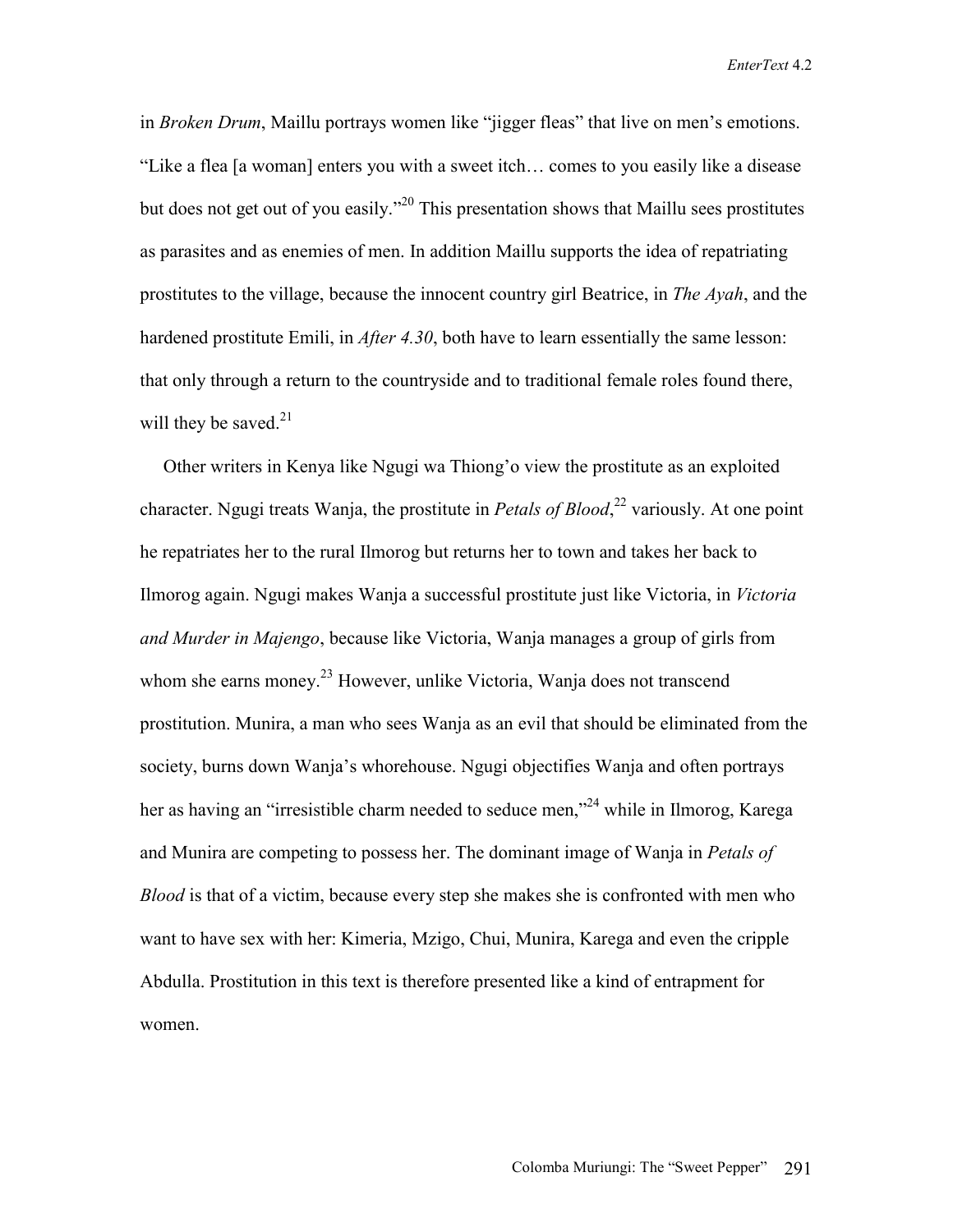in *Broken Drum*, Maillu portrays women like “jigger fleas” that live on men’s emotions. “Like a flea [a woman] enters you with a sweet itch… comes to you easily like a disease but does not get out of you easily.”[20] This presentation shows that Maillu sees prostitutes as parasites and as enemies of men. In addition Maillu supports the idea of repatriating prostitutes to the village, because the innocent country girl Beatrice, in *The Ayah*, and the hardened prostitute Emili, in *After 4.30*, both have to learn essentially the same lesson: that only through a return to the countryside and to traditional female roles found there, will they be saved.[21]

Other writers in Kenya like Ngugi wa Thiong’o view the prostitute as an exploited character. Ngugi treats Wanja, the prostitute in *Petals of Blood*,[22] variously. At one point he repatriates her to the rural Ilmorog but returns her to town and takes her back to Ilmorog again. Ngugi makes Wanja a successful prostitute just like Victoria, in *Victoria and Murder in Majengo*, because like Victoria, Wanja manages a group of girls from whom she earns money.[23] However, unlike Victoria, Wanja does not transcend prostitution. Munira, a man who sees Wanja as an evil that should be eliminated from the society, burns down Wanja’s whorehouse. Ngugi objectifies Wanja and often portrays her as having an “irresistible charm needed to seduce men,”[24] while in Ilmorog, Karega and Munira are competing to possess her. The dominant image of Wanja in *Petals of Blood* is that of a victim, because every step she makes she is confronted with men who want to have sex with her: Kimeria, Mzigo, Chui, Munira, Karega and even the cripple Abdulla. Prostitution in this text is therefore presented like a kind of entrapment for women.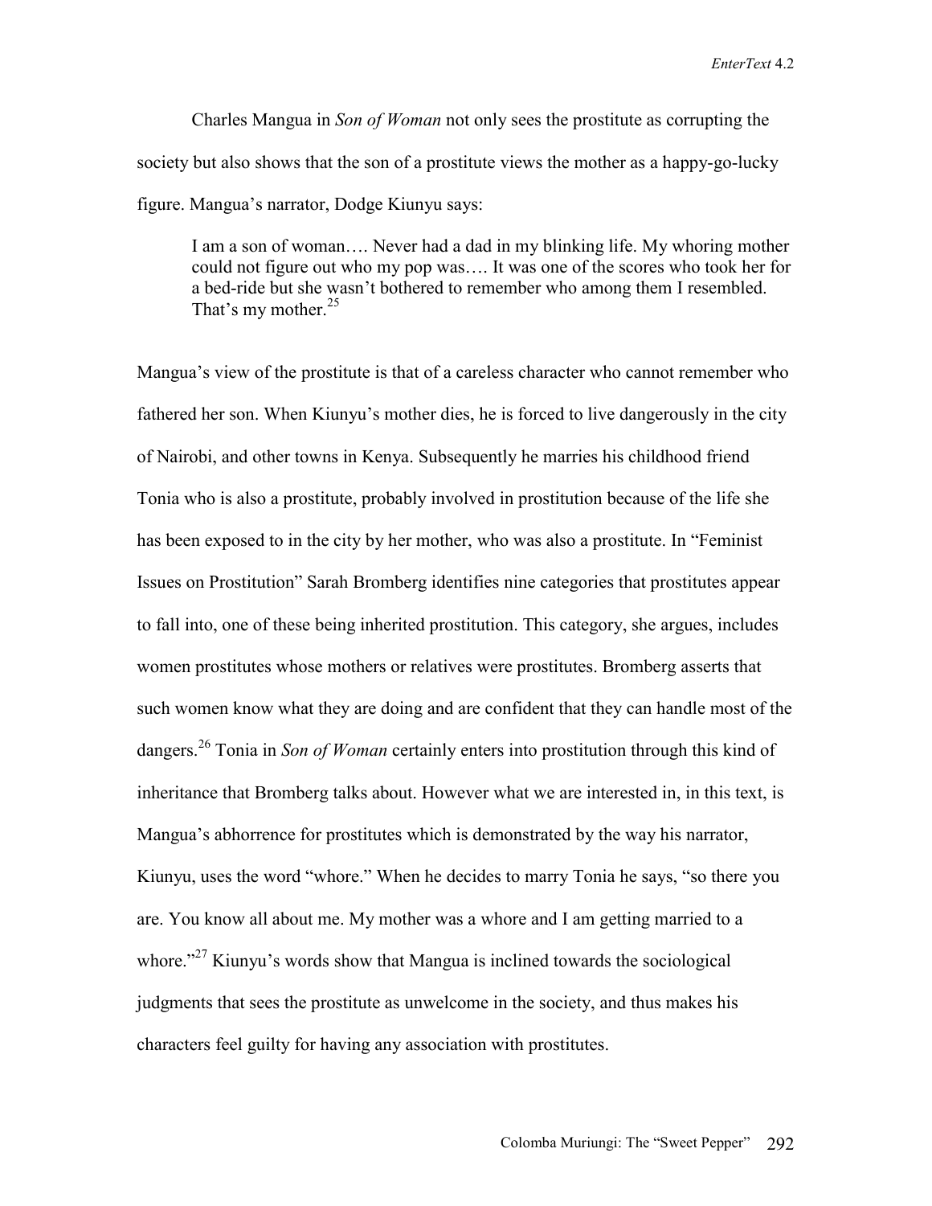Charles Mangua in *Son of Woman* not only sees the prostitute as corrupting the society but also shows that the son of a prostitute views the mother as a happy-go-lucky figure. Mangua's narrator, Dodge Kiunyu says:

> I am a son of woman…. Never had a dad in my blinking life. My whoring mother could not figure out who my pop was…. It was one of the scores who took her for a bed-ride but she wasn't bothered to remember who among them I resembled. That's my mother.[25]

Mangua's view of the prostitute is that of a careless character who cannot remember who fathered her son. When Kiunyu's mother dies, he is forced to live dangerously in the city of Nairobi, and other towns in Kenya. Subsequently he marries his childhood friend Tonia who is also a prostitute, probably involved in prostitution because of the life she has been exposed to in the city by her mother, who was also a prostitute. In "Feminist Issues on Prostitution" Sarah Bromberg identifies nine categories that prostitutes appear to fall into, one of these being inherited prostitution. This category, she argues, includes women prostitutes whose mothers or relatives were prostitutes. Bromberg asserts that such women know what they are doing and are confident that they can handle most of the dangers.[26] Tonia in *Son of Woman* certainly enters into prostitution through this kind of inheritance that Bromberg talks about. However what we are interested in, in this text, is Mangua's abhorrence for prostitutes which is demonstrated by the way his narrator, Kiunyu, uses the word "whore." When he decides to marry Tonia he says, "so there you are. You know all about me. My mother was a whore and I am getting married to a whore."[27] Kiunyu's words show that Mangua is inclined towards the sociological judgments that sees the prostitute as unwelcome in the society, and thus makes his characters feel guilty for having any association with prostitutes.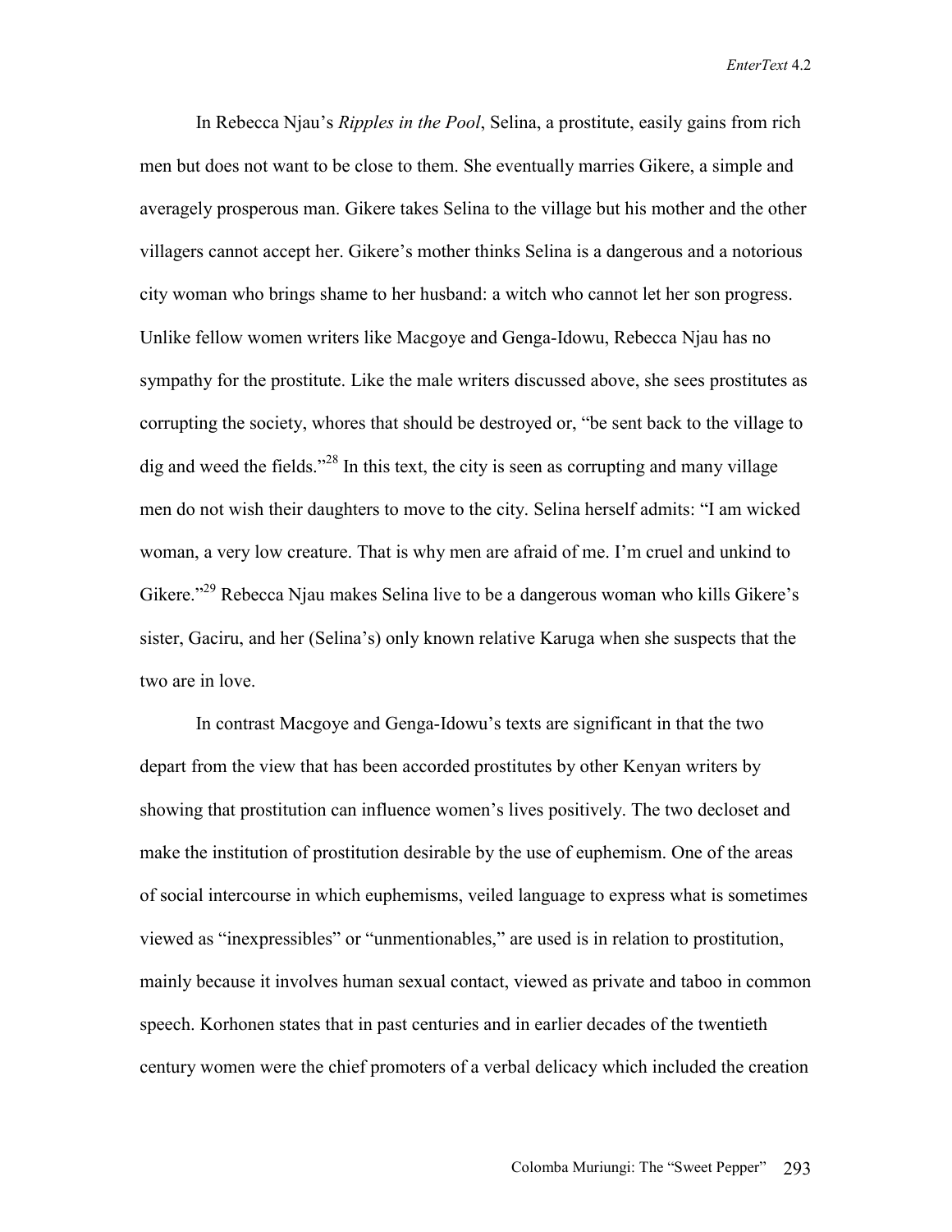In Rebecca Njau's *Ripples in the Pool*, Selina, a prostitute, easily gains from rich men but does not want to be close to them. She eventually marries Gikere, a simple and averagely prosperous man. Gikere takes Selina to the village but his mother and the other villagers cannot accept her. Gikere's mother thinks Selina is a dangerous and a notorious city woman who brings shame to her husband: a witch who cannot let her son progress. Unlike fellow women writers like Macgoye and Genga-Idowu, Rebecca Njau has no sympathy for the prostitute. Like the male writers discussed above, she sees prostitutes as corrupting the society, whores that should be destroyed or, "be sent back to the village to dig and weed the fields."[28] In this text, the city is seen as corrupting and many village men do not wish their daughters to move to the city. Selina herself admits: "I am wicked woman, a very low creature. That is why men are afraid of me. I'm cruel and unkind to Gikere."[29] Rebecca Njau makes Selina live to be a dangerous woman who kills Gikere's sister, Gaciru, and her (Selina's) only known relative Karuga when she suspects that the two are in love.

In contrast Macgoye and Genga-Idowu's texts are significant in that the two depart from the view that has been accorded prostitutes by other Kenyan writers by showing that prostitution can influence women's lives positively. The two decloset and make the institution of prostitution desirable by the use of euphemism. One of the areas of social intercourse in which euphemisms, veiled language to express what is sometimes viewed as "inexpressibles" or "unmentionables," are used is in relation to prostitution, mainly because it involves human sexual contact, viewed as private and taboo in common speech. Korhonen states that in past centuries and in earlier decades of the twentieth century women were the chief promoters of a verbal delicacy which included the creation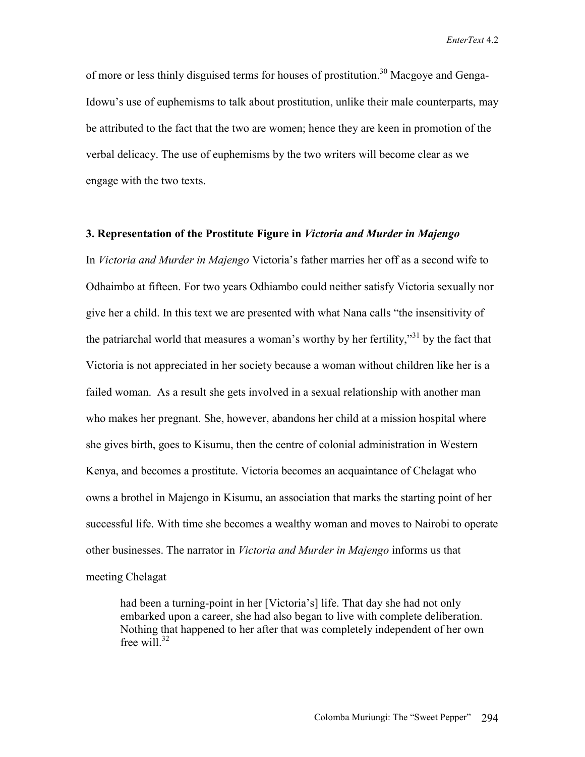of more or less thinly disguised terms for houses of prostitution.[30] Macgoye and Genga-Idowu's use of euphemisms to talk about prostitution, unlike their male counterparts, may be attributed to the fact that the two are women; hence they are keen in promotion of the verbal delicacy. The use of euphemisms by the two writers will become clear as we engage with the two texts.

### 3. Representation of the Prostitute Figure in *Victoria and Murder in Majengo*

In *Victoria and Murder in Majengo* Victoria's father marries her off as a second wife to Odhaimbo at fifteen. For two years Odhiambo could neither satisfy Victoria sexually nor give her a child. In this text we are presented with what Nana calls "the insensitivity of the patriarchal world that measures a woman's worthy by her fertility,"[31] by the fact that Victoria is not appreciated in her society because a woman without children like her is a failed woman. As a result she gets involved in a sexual relationship with another man who makes her pregnant. She, however, abandons her child at a mission hospital where she gives birth, goes to Kisumu, then the centre of colonial administration in Western Kenya, and becomes a prostitute. Victoria becomes an acquaintance of Chelagat who owns a brothel in Majengo in Kisumu, an association that marks the starting point of her successful life. With time she becomes a wealthy woman and moves to Nairobi to operate other businesses. The narrator in *Victoria and Murder in Majengo* informs us that meeting Chelagat

> had been a turning-point in her [Victoria's] life. That day she had not only embarked upon a career, she had also began to live with complete deliberation. Nothing that happened to her after that was completely independent of her own free will.[32]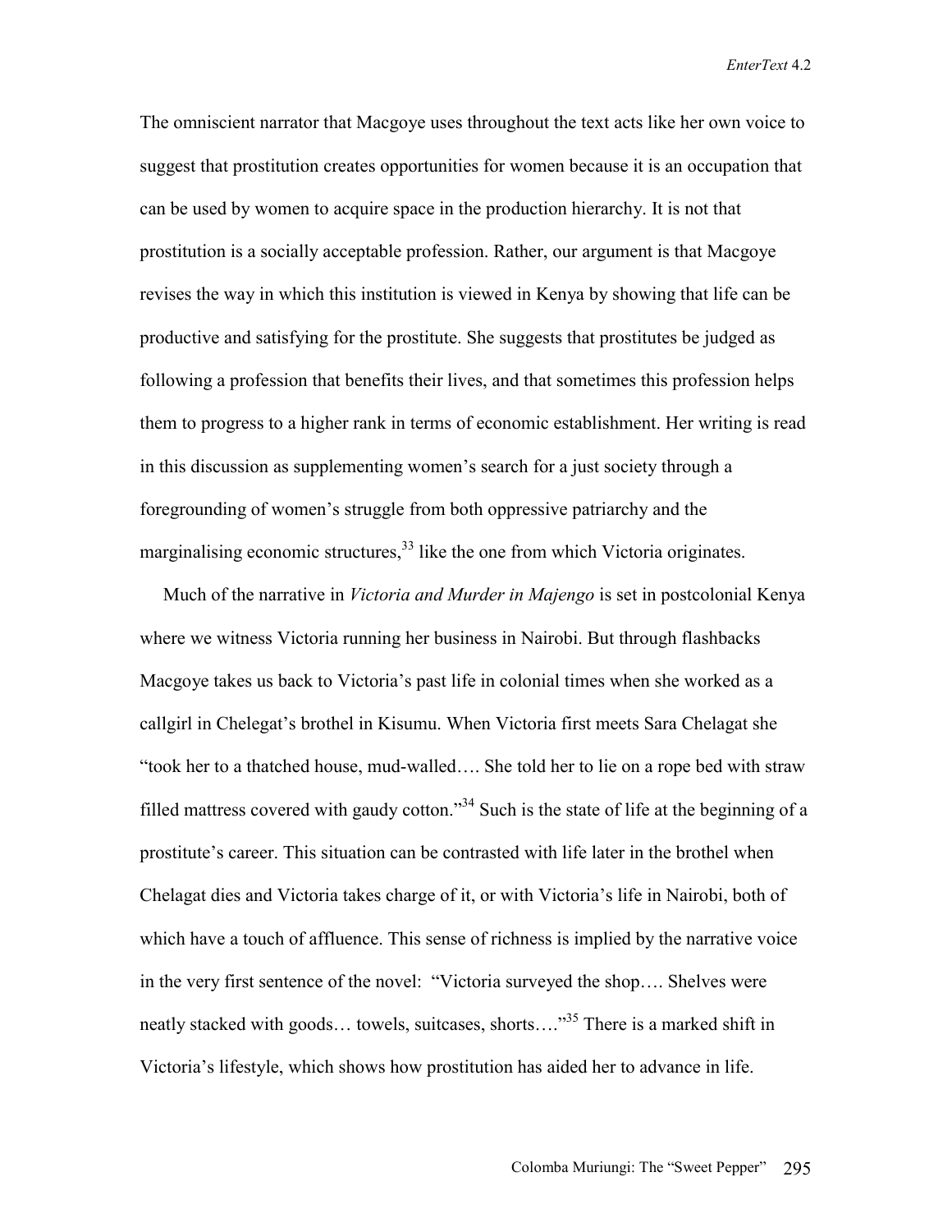The omniscient narrator that Macgoye uses throughout the text acts like her own voice to suggest that prostitution creates opportunities for women because it is an occupation that can be used by women to acquire space in the production hierarchy. It is not that prostitution is a socially acceptable profession. Rather, our argument is that Macgoye revises the way in which this institution is viewed in Kenya by showing that life can be productive and satisfying for the prostitute. She suggests that prostitutes be judged as following a profession that benefits their lives, and that sometimes this profession helps them to progress to a higher rank in terms of economic establishment. Her writing is read in this discussion as supplementing women's search for a just society through a foregrounding of women's struggle from both oppressive patriarchy and the marginalising economic structures,[33] like the one from which Victoria originates.

Much of the narrative in *Victoria and Murder in Majengo* is set in postcolonial Kenya where we witness Victoria running her business in Nairobi. But through flashbacks Macgoye takes us back to Victoria's past life in colonial times when she worked as a callgirl in Chelegat's brothel in Kisumu. When Victoria first meets Sara Chelagat she "took her to a thatched house, mud-walled…. She told her to lie on a rope bed with straw filled mattress covered with gaudy cotton."[34] Such is the state of life at the beginning of a prostitute's career. This situation can be contrasted with life later in the brothel when Chelagat dies and Victoria takes charge of it, or with Victoria's life in Nairobi, both of which have a touch of affluence. This sense of richness is implied by the narrative voice in the very first sentence of the novel: "Victoria surveyed the shop…. Shelves were neatly stacked with goods… towels, suitcases, shorts…."[35] There is a marked shift in Victoria's lifestyle, which shows how prostitution has aided her to advance in life.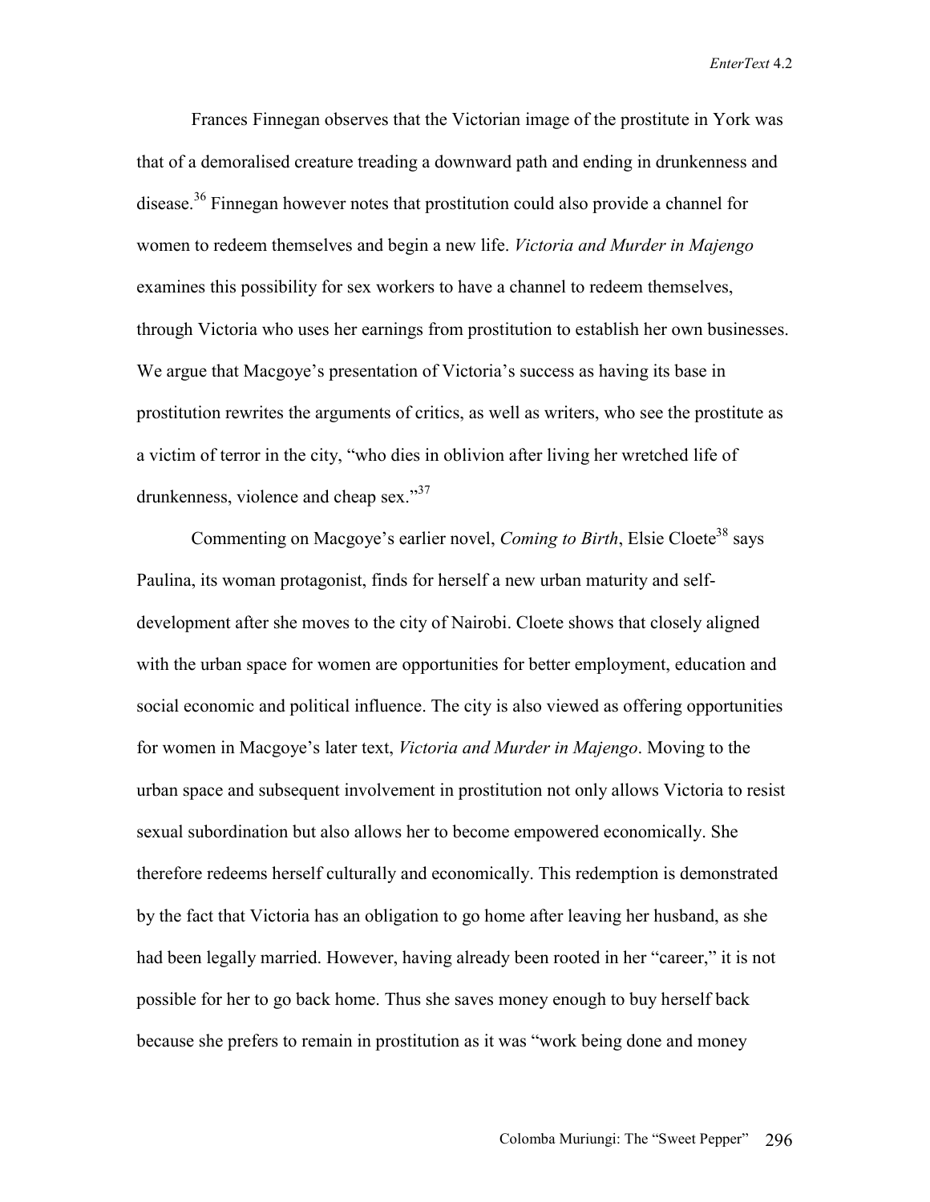Frances Finnegan observes that the Victorian image of the prostitute in York was that of a demoralised creature treading a downward path and ending in drunkenness and disease.[36] Finnegan however notes that prostitution could also provide a channel for women to redeem themselves and begin a new life. *Victoria and Murder in Majengo* examines this possibility for sex workers to have a channel to redeem themselves, through Victoria who uses her earnings from prostitution to establish her own businesses. We argue that Macgoye's presentation of Victoria's success as having its base in prostitution rewrites the arguments of critics, as well as writers, who see the prostitute as a victim of terror in the city, "who dies in oblivion after living her wretched life of drunkenness, violence and cheap sex."[37]

Commenting on Macgoye's earlier novel, *Coming to Birth*, Elsie Cloete[38] says Paulina, its woman protagonist, finds for herself a new urban maturity and self-development after she moves to the city of Nairobi. Cloete shows that closely aligned with the urban space for women are opportunities for better employment, education and social economic and political influence. The city is also viewed as offering opportunities for women in Macgoye's later text, *Victoria and Murder in Majengo*. Moving to the urban space and subsequent involvement in prostitution not only allows Victoria to resist sexual subordination but also allows her to become empowered economically. She therefore redeems herself culturally and economically. This redemption is demonstrated by the fact that Victoria has an obligation to go home after leaving her husband, as she had been legally married. However, having already been rooted in her "career," it is not possible for her to go back home. Thus she saves money enough to buy herself back because she prefers to remain in prostitution as it was "work being done and money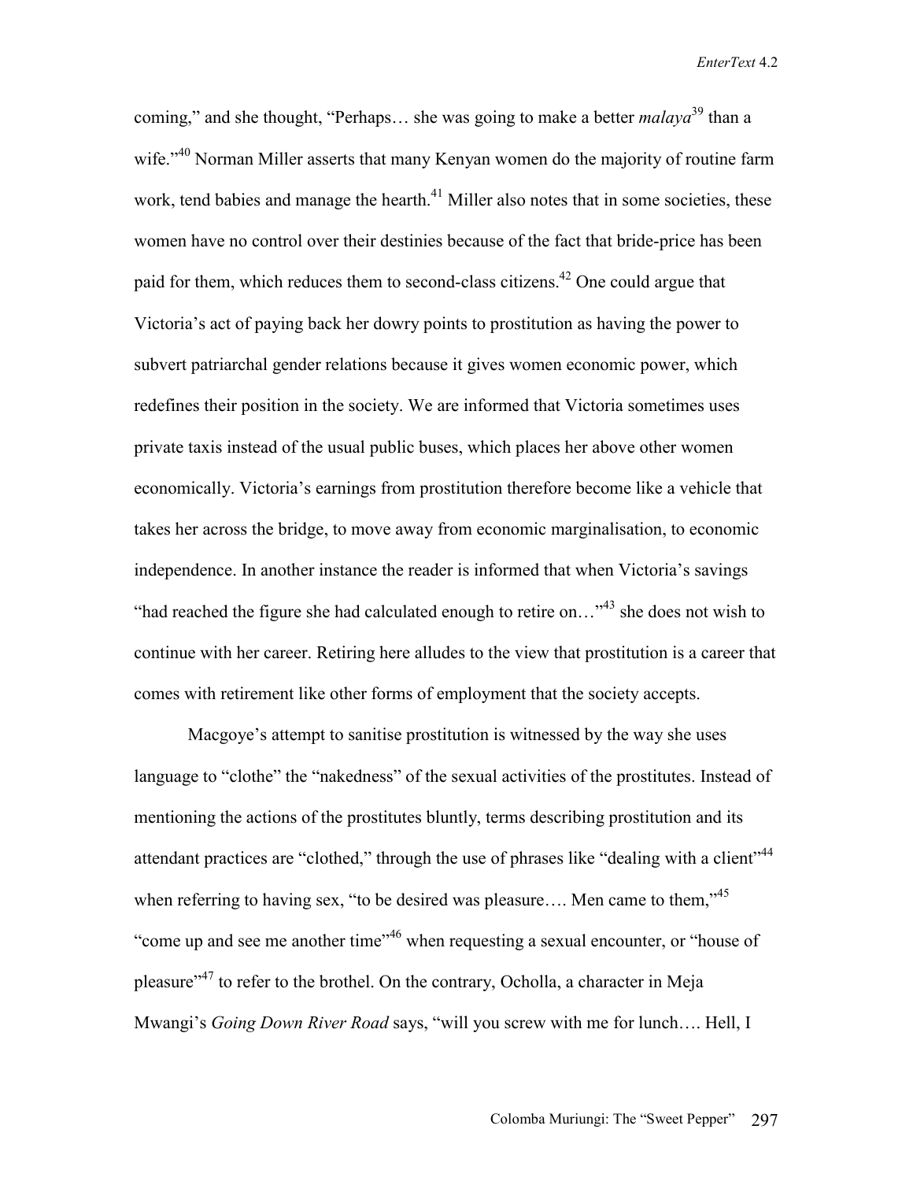coming," and she thought, "Perhaps… she was going to make a better *malaya*[39] than a wife."[40] Norman Miller asserts that many Kenyan women do the majority of routine farm work, tend babies and manage the hearth.[41] Miller also notes that in some societies, these women have no control over their destinies because of the fact that bride-price has been paid for them, which reduces them to second-class citizens.[42] One could argue that Victoria's act of paying back her dowry points to prostitution as having the power to subvert patriarchal gender relations because it gives women economic power, which redefines their position in the society. We are informed that Victoria sometimes uses private taxis instead of the usual public buses, which places her above other women economically. Victoria's earnings from prostitution therefore become like a vehicle that takes her across the bridge, to move away from economic marginalisation, to economic independence. In another instance the reader is informed that when Victoria's savings "had reached the figure she had calculated enough to retire on…"[43] she does not wish to continue with her career. Retiring here alludes to the view that prostitution is a career that comes with retirement like other forms of employment that the society accepts.

Macgoye's attempt to sanitise prostitution is witnessed by the way she uses language to "clothe" the "nakedness" of the sexual activities of the prostitutes. Instead of mentioning the actions of the prostitutes bluntly, terms describing prostitution and its attendant practices are "clothed," through the use of phrases like "dealing with a client"[44] when referring to having sex, "to be desired was pleasure…. Men came to them,"[45] "come up and see me another time"[46] when requesting a sexual encounter, or "house of pleasure"[47] to refer to the brothel. On the contrary, Ocholla, a character in Meja Mwangi's *Going Down River Road* says, "will you screw with me for lunch…. Hell, I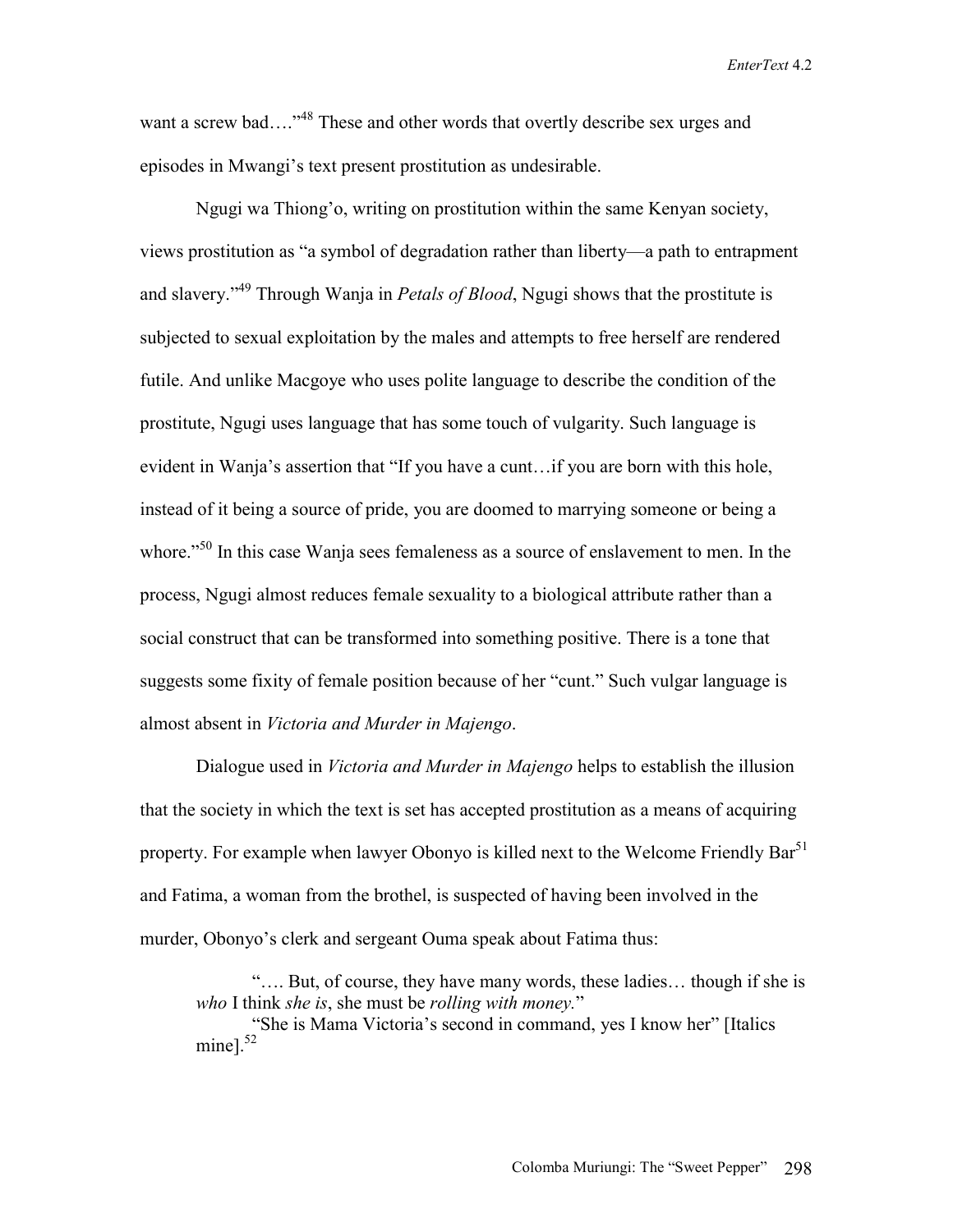want a screw bad…."[48] These and other words that overtly describe sex urges and episodes in Mwangi's text present prostitution as undesirable.

Ngugi wa Thiong'o, writing on prostitution within the same Kenyan society, views prostitution as "a symbol of degradation rather than liberty—a path to entrapment and slavery."[49] Through Wanja in *Petals of Blood*, Ngugi shows that the prostitute is subjected to sexual exploitation by the males and attempts to free herself are rendered futile. And unlike Macgoye who uses polite language to describe the condition of the prostitute, Ngugi uses language that has some touch of vulgarity. Such language is evident in Wanja's assertion that "If you have a cunt…if you are born with this hole, instead of it being a source of pride, you are doomed to marrying someone or being a whore."[50] In this case Wanja sees femaleness as a source of enslavement to men. In the process, Ngugi almost reduces female sexuality to a biological attribute rather than a social construct that can be transformed into something positive. There is a tone that suggests some fixity of female position because of her "cunt." Such vulgar language is almost absent in *Victoria and Murder in Majengo*.

Dialogue used in *Victoria and Murder in Majengo* helps to establish the illusion that the society in which the text is set has accepted prostitution as a means of acquiring property. For example when lawyer Obonyo is killed next to the Welcome Friendly Bar[51] and Fatima, a woman from the brothel, is suspected of having been involved in the murder, Obonyo's clerk and sergeant Ouma speak about Fatima thus:

> "…. But, of course, they have many words, these ladies… though if she is *who* I think *she is*, she must be *rolling with money.*"
>
> "She is Mama Victoria's second in command, yes I know her" [Italics mine].[52]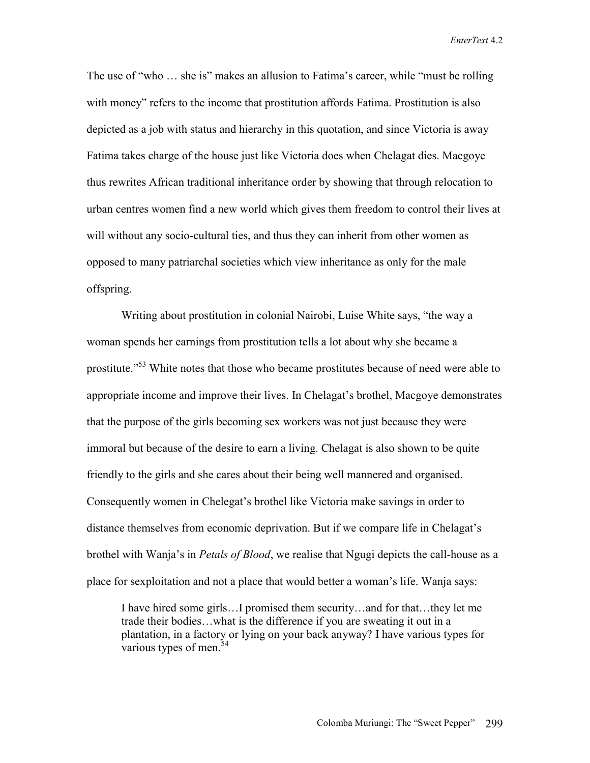The use of "who … she is" makes an allusion to Fatima's career, while "must be rolling with money" refers to the income that prostitution affords Fatima. Prostitution is also depicted as a job with status and hierarchy in this quotation, and since Victoria is away Fatima takes charge of the house just like Victoria does when Chelagat dies. Macgoye thus rewrites African traditional inheritance order by showing that through relocation to urban centres women find a new world which gives them freedom to control their lives at will without any socio-cultural ties, and thus they can inherit from other women as opposed to many patriarchal societies which view inheritance as only for the male offspring.

Writing about prostitution in colonial Nairobi, Luise White says, "the way a woman spends her earnings from prostitution tells a lot about why she became a prostitute."[53] White notes that those who became prostitutes because of need were able to appropriate income and improve their lives. In Chelagat's brothel, Macgoye demonstrates that the purpose of the girls becoming sex workers was not just because they were immoral but because of the desire to earn a living. Chelagat is also shown to be quite friendly to the girls and she cares about their being well mannered and organised. Consequently women in Chelegat's brothel like Victoria make savings in order to distance themselves from economic deprivation. But if we compare life in Chelagat's brothel with Wanja's in *Petals of Blood*, we realise that Ngugi depicts the call-house as a place for sexploitation and not a place that would better a woman's life. Wanja says:

> I have hired some girls…I promised them security…and for that…they let me trade their bodies…what is the difference if you are sweating it out in a plantation, in a factory or lying on your back anyway? I have various types for various types of men.[54]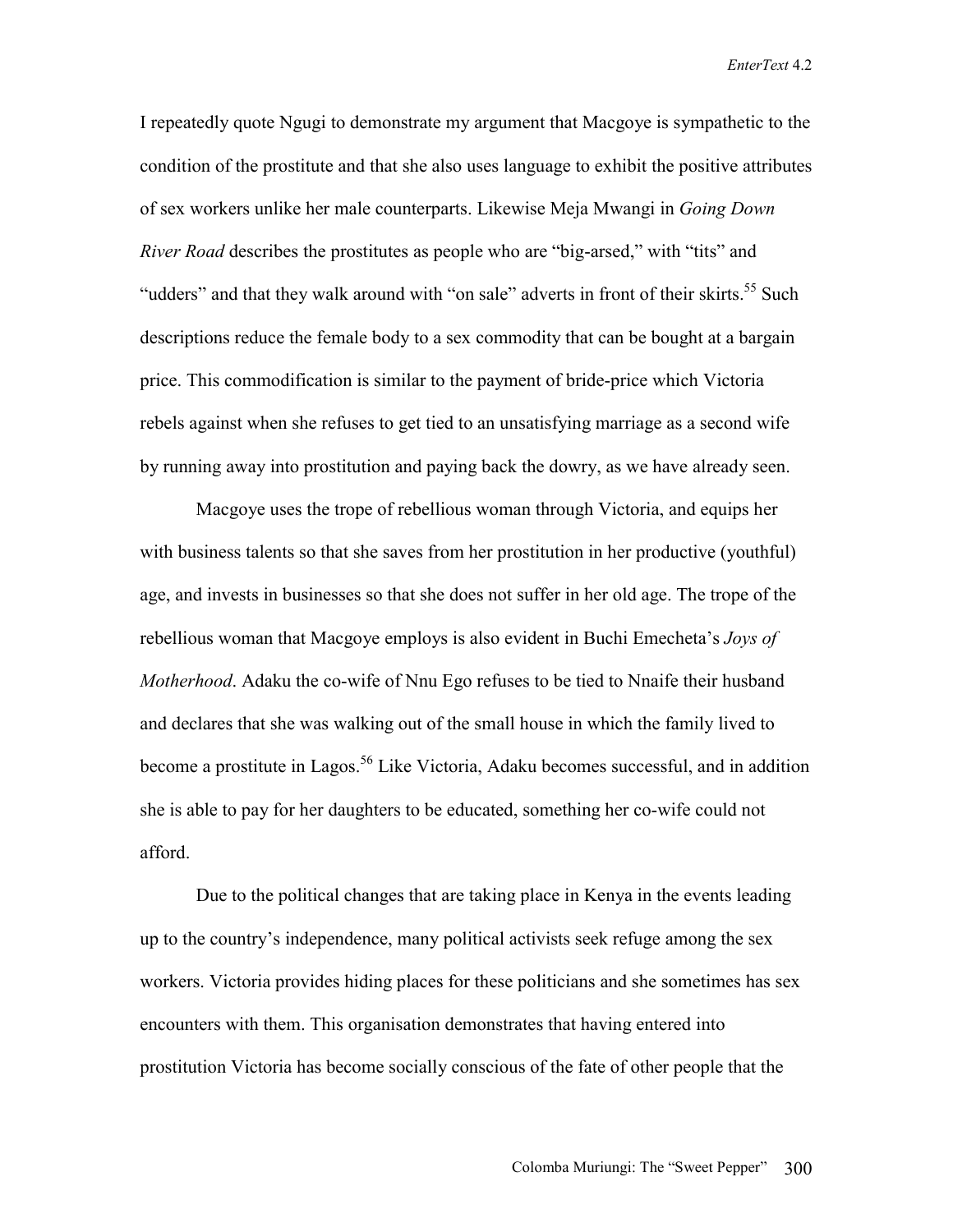I repeatedly quote Ngugi to demonstrate my argument that Macgoye is sympathetic to the condition of the prostitute and that she also uses language to exhibit the positive attributes of sex workers unlike her male counterparts. Likewise Meja Mwangi in *Going Down River Road* describes the prostitutes as people who are "big-arsed," with "tits" and "udders" and that they walk around with "on sale" adverts in front of their skirts.[55] Such descriptions reduce the female body to a sex commodity that can be bought at a bargain price. This commodification is similar to the payment of bride-price which Victoria rebels against when she refuses to get tied to an unsatisfying marriage as a second wife by running away into prostitution and paying back the dowry, as we have already seen.

Macgoye uses the trope of rebellious woman through Victoria, and equips her with business talents so that she saves from her prostitution in her productive (youthful) age, and invests in businesses so that she does not suffer in her old age. The trope of the rebellious woman that Macgoye employs is also evident in Buchi Emecheta's *Joys of Motherhood*. Adaku the co-wife of Nnu Ego refuses to be tied to Nnaife their husband and declares that she was walking out of the small house in which the family lived to become a prostitute in Lagos.[56] Like Victoria, Adaku becomes successful, and in addition she is able to pay for her daughters to be educated, something her co-wife could not afford.

Due to the political changes that are taking place in Kenya in the events leading up to the country's independence, many political activists seek refuge among the sex workers. Victoria provides hiding places for these politicians and she sometimes has sex encounters with them. This organisation demonstrates that having entered into prostitution Victoria has become socially conscious of the fate of other people that the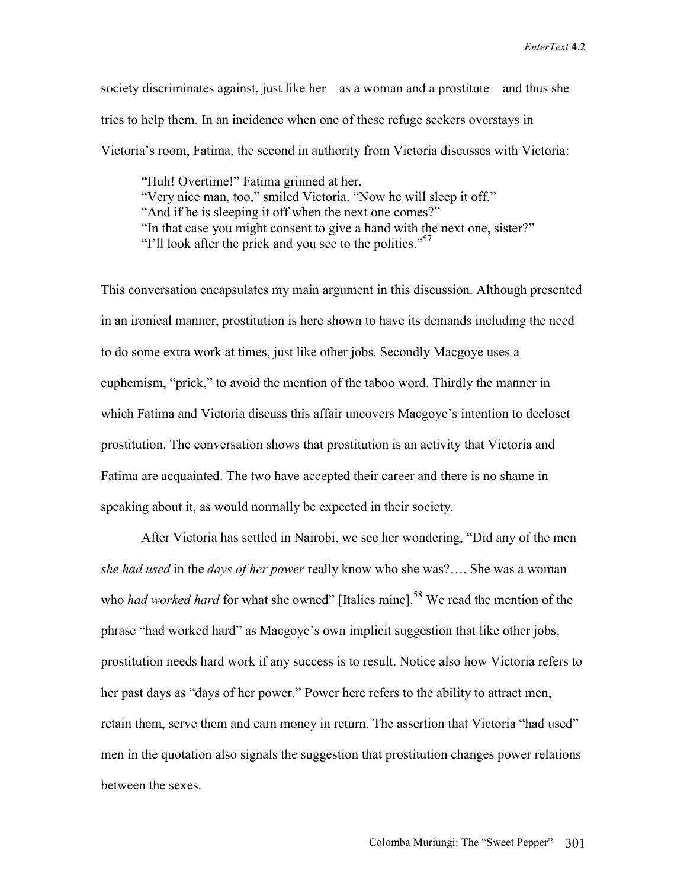society discriminates against, just like her—as a woman and a prostitute—and thus she tries to help them. In an incidence when one of these refuge seekers overstays in Victoria's room, Fatima, the second in authority from Victoria discusses with Victoria:

> "Huh! Overtime!" Fatima grinned at her.
> "Very nice man, too," smiled Victoria. "Now he will sleep it off."
> "And if he is sleeping it off when the next one comes?"
> "In that case you might consent to give a hand with the next one, sister?"
> "I'll look after the prick and you see to the politics."[57]

This conversation encapsulates my main argument in this discussion. Although presented in an ironical manner, prostitution is here shown to have its demands including the need to do some extra work at times, just like other jobs. Secondly Macgoye uses a euphemism, "prick," to avoid the mention of the taboo word. Thirdly the manner in which Fatima and Victoria discuss this affair uncovers Macgoye's intention to decloset prostitution. The conversation shows that prostitution is an activity that Victoria and Fatima are acquainted. The two have accepted their career and there is no shame in speaking about it, as would normally be expected in their society.

After Victoria has settled in Nairobi, we see her wondering, "Did any of the men *she had used* in the *days of her power* really know who she was?…. She was a woman who *had worked hard* for what she owned" [Italics mine].[58] We read the mention of the phrase "had worked hard" as Macgoye's own implicit suggestion that like other jobs, prostitution needs hard work if any success is to result. Notice also how Victoria refers to her past days as "days of her power." Power here refers to the ability to attract men, retain them, serve them and earn money in return. The assertion that Victoria "had used" men in the quotation also signals the suggestion that prostitution changes power relations between the sexes.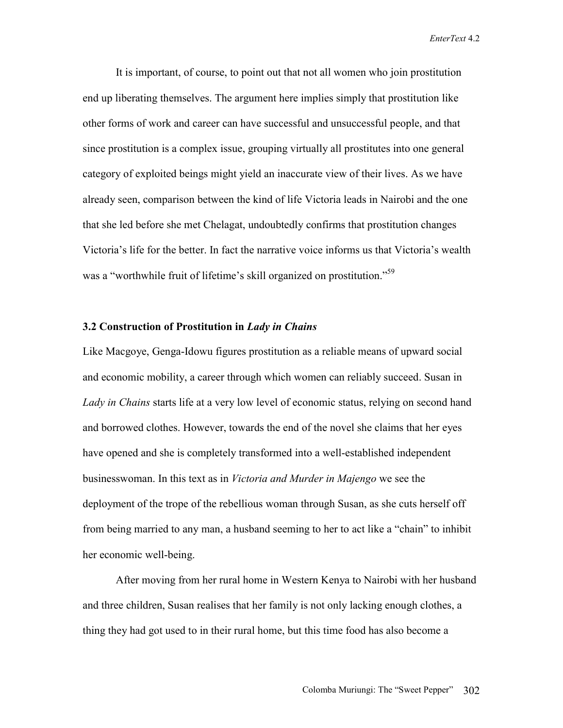It is important, of course, to point out that not all women who join prostitution end up liberating themselves. The argument here implies simply that prostitution like other forms of work and career can have successful and unsuccessful people, and that since prostitution is a complex issue, grouping virtually all prostitutes into one general category of exploited beings might yield an inaccurate view of their lives. As we have already seen, comparison between the kind of life Victoria leads in Nairobi and the one that she led before she met Chelagat, undoubtedly confirms that prostitution changes Victoria's life for the better. In fact the narrative voice informs us that Victoria's wealth was a "worthwhile fruit of lifetime's skill organized on prostitution."[59]

### 3.2 Construction of Prostitution in *Lady in Chains*

Like Macgoye, Genga-Idowu figures prostitution as a reliable means of upward social and economic mobility, a career through which women can reliably succeed. Susan in *Lady in Chains* starts life at a very low level of economic status, relying on second hand and borrowed clothes. However, towards the end of the novel she claims that her eyes have opened and she is completely transformed into a well-established independent businesswoman. In this text as in *Victoria and Murder in Majengo* we see the deployment of the trope of the rebellious woman through Susan, as she cuts herself off from being married to any man, a husband seeming to her to act like a "chain" to inhibit her economic well-being.

After moving from her rural home in Western Kenya to Nairobi with her husband and three children, Susan realises that her family is not only lacking enough clothes, a thing they had got used to in their rural home, but this time food has also become a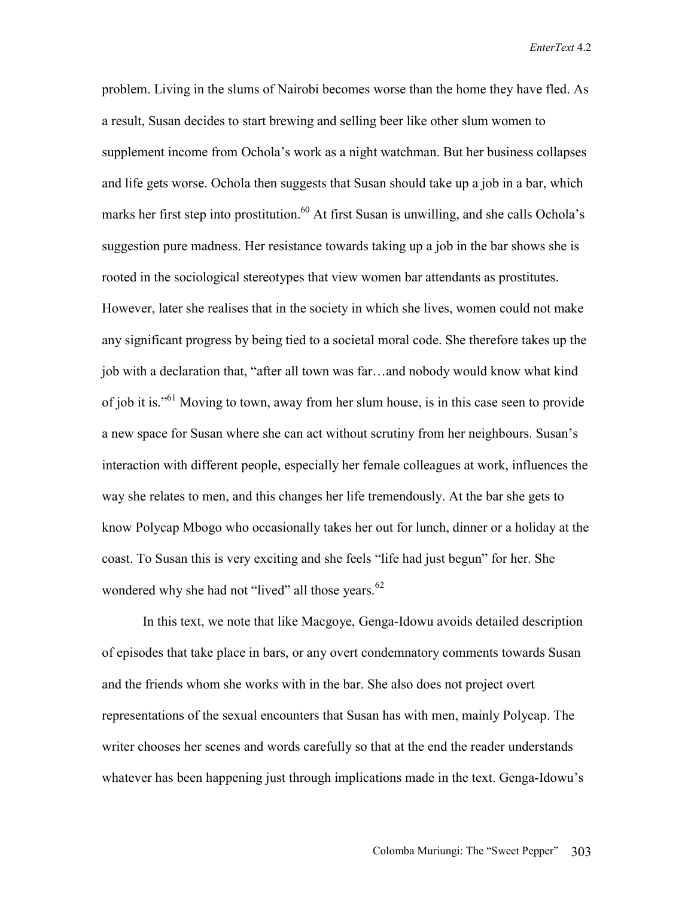problem. Living in the slums of Nairobi becomes worse than the home they have fled. As a result, Susan decides to start brewing and selling beer like other slum women to supplement income from Ochola's work as a night watchman. But her business collapses and life gets worse. Ochola then suggests that Susan should take up a job in a bar, which marks her first step into prostitution.[60] At first Susan is unwilling, and she calls Ochola's suggestion pure madness. Her resistance towards taking up a job in the bar shows she is rooted in the sociological stereotypes that view women bar attendants as prostitutes. However, later she realises that in the society in which she lives, women could not make any significant progress by being tied to a societal moral code. She therefore takes up the job with a declaration that, "after all town was far…and nobody would know what kind of job it is."[61] Moving to town, away from her slum house, is in this case seen to provide a new space for Susan where she can act without scrutiny from her neighbours. Susan's interaction with different people, especially her female colleagues at work, influences the way she relates to men, and this changes her life tremendously. At the bar she gets to know Polycap Mbogo who occasionally takes her out for lunch, dinner or a holiday at the coast. To Susan this is very exciting and she feels "life had just begun" for her. She wondered why she had not "lived" all those years.[62]

In this text, we note that like Macgoye, Genga-Idowu avoids detailed description of episodes that take place in bars, or any overt condemnatory comments towards Susan and the friends whom she works with in the bar. She also does not project overt representations of the sexual encounters that Susan has with men, mainly Polycap. The writer chooses her scenes and words carefully so that at the end the reader understands whatever has been happening just through implications made in the text. Genga-Idowu's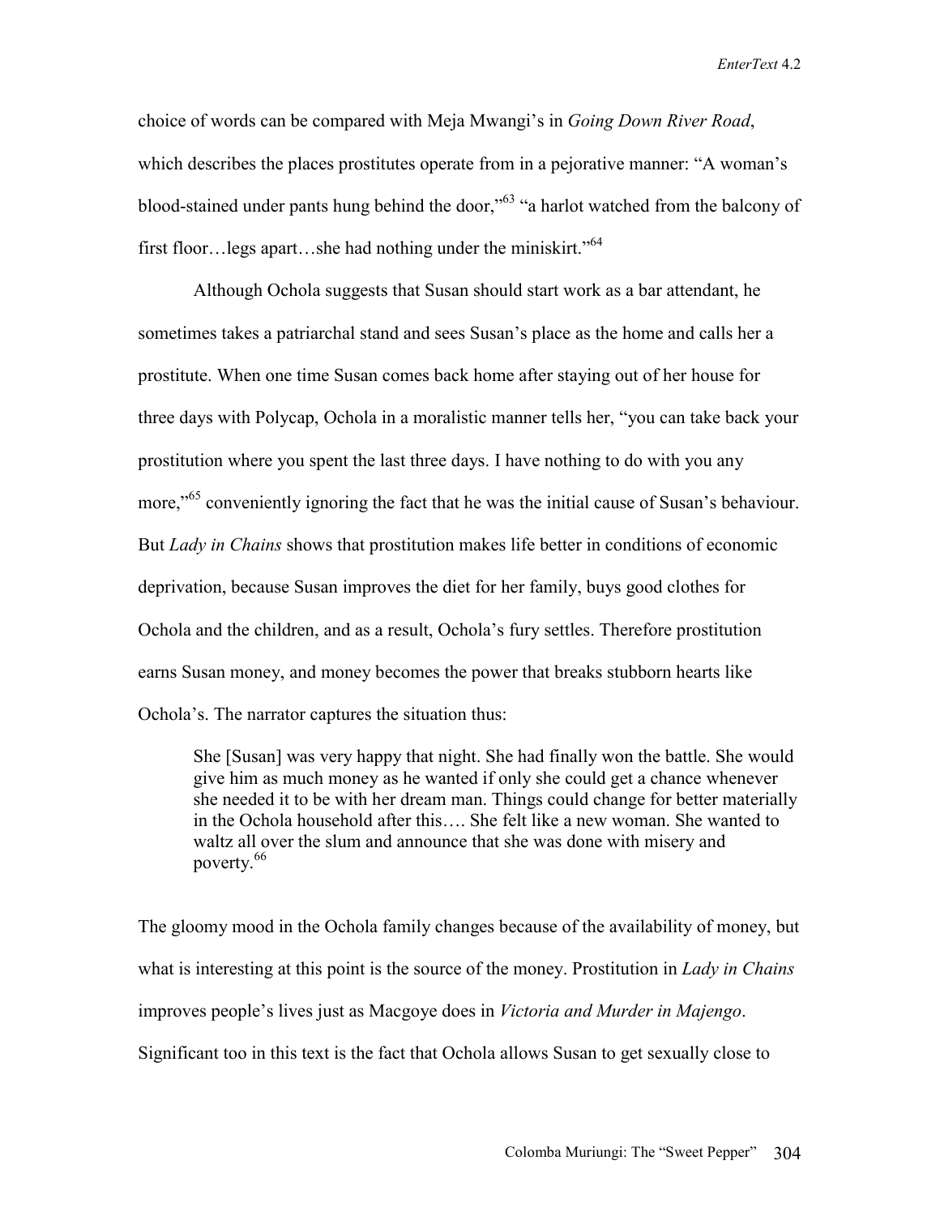choice of words can be compared with Meja Mwangi's in *Going Down River Road*, which describes the places prostitutes operate from in a pejorative manner: "A woman's blood-stained under pants hung behind the door,"[63] "a harlot watched from the balcony of first floor…legs apart…she had nothing under the miniskirt."[64]

Although Ochola suggests that Susan should start work as a bar attendant, he sometimes takes a patriarchal stand and sees Susan's place as the home and calls her a prostitute. When one time Susan comes back home after staying out of her house for three days with Polycap, Ochola in a moralistic manner tells her, "you can take back your prostitution where you spent the last three days. I have nothing to do with you any more,"[65] conveniently ignoring the fact that he was the initial cause of Susan's behaviour. But *Lady in Chains* shows that prostitution makes life better in conditions of economic deprivation, because Susan improves the diet for her family, buys good clothes for Ochola and the children, and as a result, Ochola's fury settles. Therefore prostitution earns Susan money, and money becomes the power that breaks stubborn hearts like Ochola's. The narrator captures the situation thus:

> She [Susan] was very happy that night. She had finally won the battle. She would give him as much money as he wanted if only she could get a chance whenever she needed it to be with her dream man. Things could change for better materially in the Ochola household after this…. She felt like a new woman. She wanted to waltz all over the slum and announce that she was done with misery and poverty.[66]

The gloomy mood in the Ochola family changes because of the availability of money, but what is interesting at this point is the source of the money. Prostitution in *Lady in Chains* improves people's lives just as Macgoye does in *Victoria and Murder in Majengo*. Significant too in this text is the fact that Ochola allows Susan to get sexually close to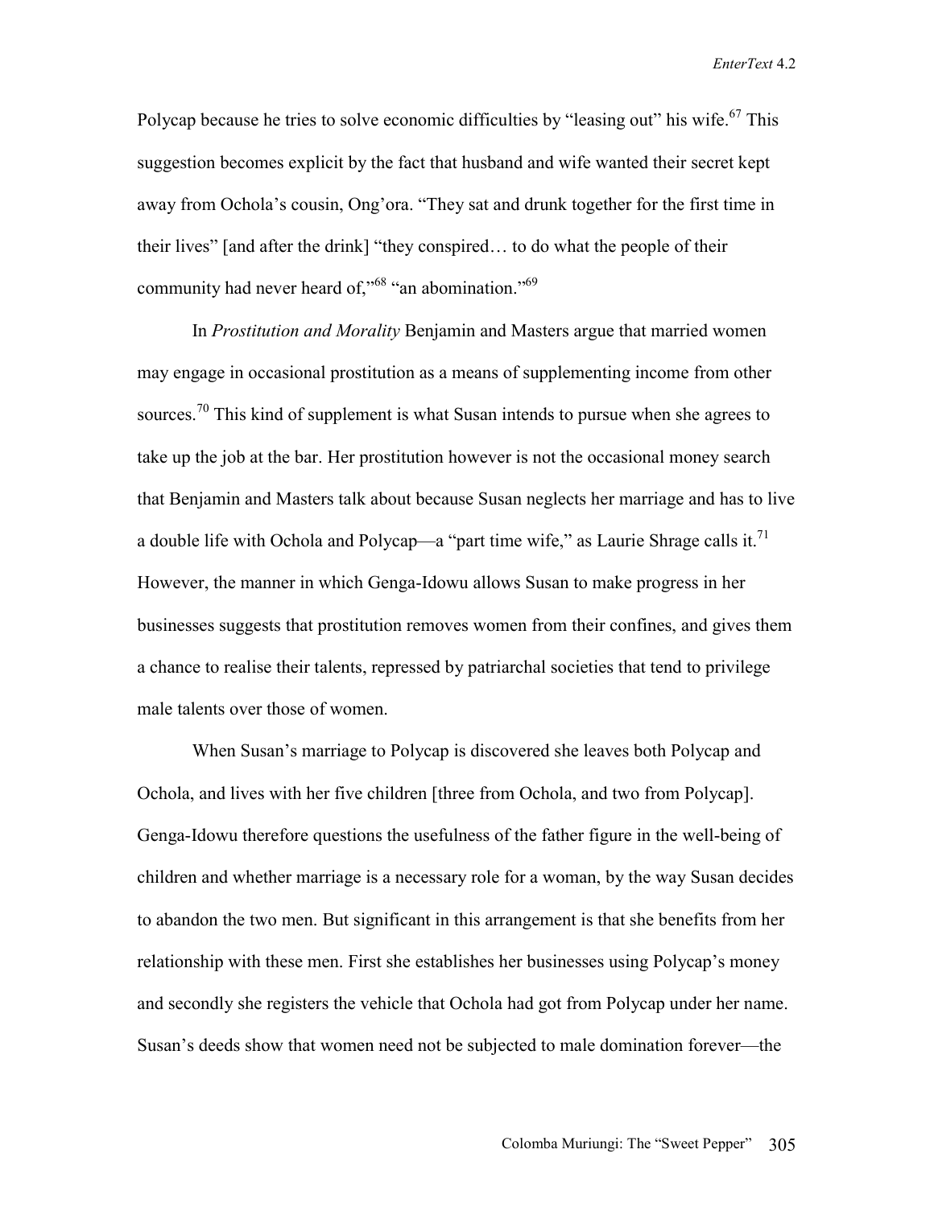Polycap because he tries to solve economic difficulties by "leasing out" his wife.[67] This suggestion becomes explicit by the fact that husband and wife wanted their secret kept away from Ochola's cousin, Ong'ora. "They sat and drunk together for the first time in their lives" [and after the drink] "they conspired… to do what the people of their community had never heard of,"[68] "an abomination."[69]

In *Prostitution and Morality* Benjamin and Masters argue that married women may engage in occasional prostitution as a means of supplementing income from other sources.[70] This kind of supplement is what Susan intends to pursue when she agrees to take up the job at the bar. Her prostitution however is not the occasional money search that Benjamin and Masters talk about because Susan neglects her marriage and has to live a double life with Ochola and Polycap—a "part time wife," as Laurie Shrage calls it.[71] However, the manner in which Genga-Idowu allows Susan to make progress in her businesses suggests that prostitution removes women from their confines, and gives them a chance to realise their talents, repressed by patriarchal societies that tend to privilege male talents over those of women.

When Susan's marriage to Polycap is discovered she leaves both Polycap and Ochola, and lives with her five children [three from Ochola, and two from Polycap]. Genga-Idowu therefore questions the usefulness of the father figure in the well-being of children and whether marriage is a necessary role for a woman, by the way Susan decides to abandon the two men. But significant in this arrangement is that she benefits from her relationship with these men. First she establishes her businesses using Polycap's money and secondly she registers the vehicle that Ochola had got from Polycap under her name. Susan's deeds show that women need not be subjected to male domination forever—the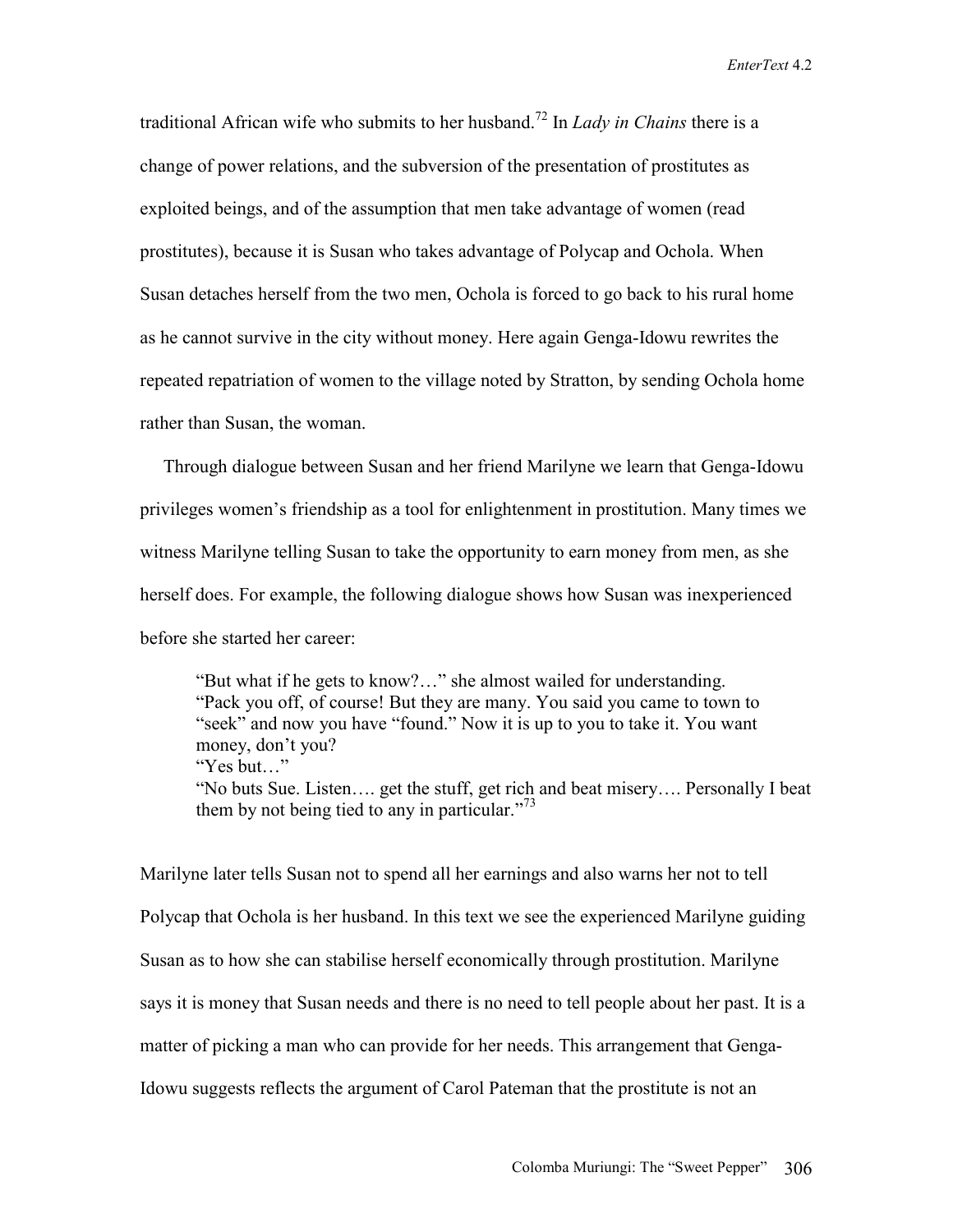traditional African wife who submits to her husband.[72] In *Lady in Chains* there is a change of power relations, and the subversion of the presentation of prostitutes as exploited beings, and of the assumption that men take advantage of women (read prostitutes), because it is Susan who takes advantage of Polycap and Ochola. When Susan detaches herself from the two men, Ochola is forced to go back to his rural home as he cannot survive in the city without money. Here again Genga-Idowu rewrites the repeated repatriation of women to the village noted by Stratton, by sending Ochola home rather than Susan, the woman.

Through dialogue between Susan and her friend Marilyne we learn that Genga-Idowu privileges women's friendship as a tool for enlightenment in prostitution. Many times we witness Marilyne telling Susan to take the opportunity to earn money from men, as she herself does. For example, the following dialogue shows how Susan was inexperienced before she started her career:

> "But what if he gets to know?…" she almost wailed for understanding.
> "Pack you off, of course! But they are many. You said you came to town to "seek" and now you have "found." Now it is up to you to take it. You want money, don't you?
> "Yes but…"
> "No buts Sue. Listen…. get the stuff, get rich and beat misery…. Personally I beat them by not being tied to any in particular."[73]

Marilyne later tells Susan not to spend all her earnings and also warns her not to tell Polycap that Ochola is her husband. In this text we see the experienced Marilyne guiding Susan as to how she can stabilise herself economically through prostitution. Marilyne says it is money that Susan needs and there is no need to tell people about her past. It is a matter of picking a man who can provide for her needs. This arrangement that Genga-Idowu suggests reflects the argument of Carol Pateman that the prostitute is not an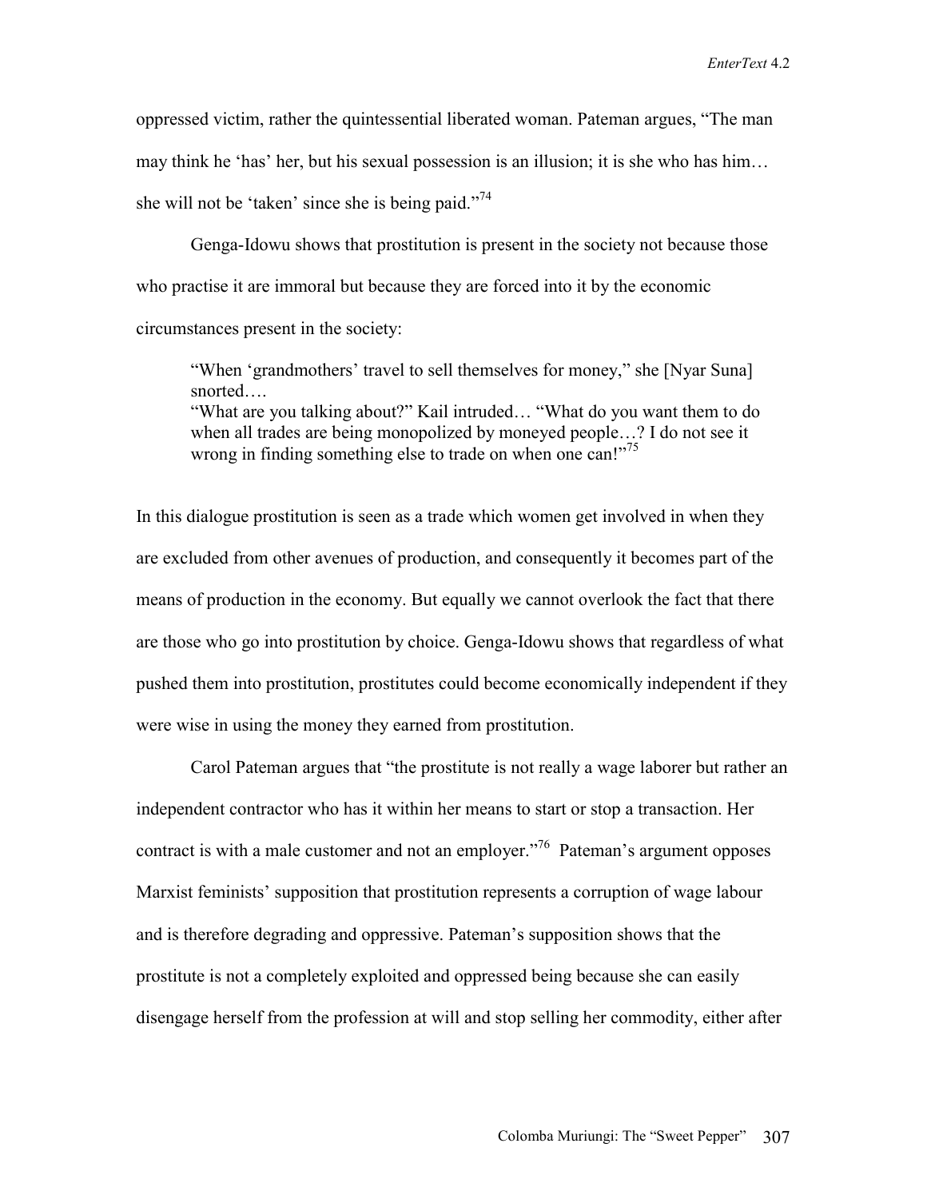oppressed victim, rather the quintessential liberated woman. Pateman argues, "The man may think he 'has' her, but his sexual possession is an illusion; it is she who has him… she will not be 'taken' since she is being paid."[74]

Genga-Idowu shows that prostitution is present in the society not because those who practise it are immoral but because they are forced into it by the economic circumstances present in the society:

> "When 'grandmothers' travel to sell themselves for money," she [Nyar Suna] snorted….
> "What are you talking about?" Kail intruded… "What do you want them to do when all trades are being monopolized by moneyed people…? I do not see it wrong in finding something else to trade on when one can!"[75]

In this dialogue prostitution is seen as a trade which women get involved in when they are excluded from other avenues of production, and consequently it becomes part of the means of production in the economy. But equally we cannot overlook the fact that there are those who go into prostitution by choice. Genga-Idowu shows that regardless of what pushed them into prostitution, prostitutes could become economically independent if they were wise in using the money they earned from prostitution.

Carol Pateman argues that "the prostitute is not really a wage laborer but rather an independent contractor who has it within her means to start or stop a transaction. Her contract is with a male customer and not an employer."[76] Pateman's argument opposes Marxist feminists' supposition that prostitution represents a corruption of wage labour and is therefore degrading and oppressive. Pateman's supposition shows that the prostitute is not a completely exploited and oppressed being because she can easily disengage herself from the profession at will and stop selling her commodity, either after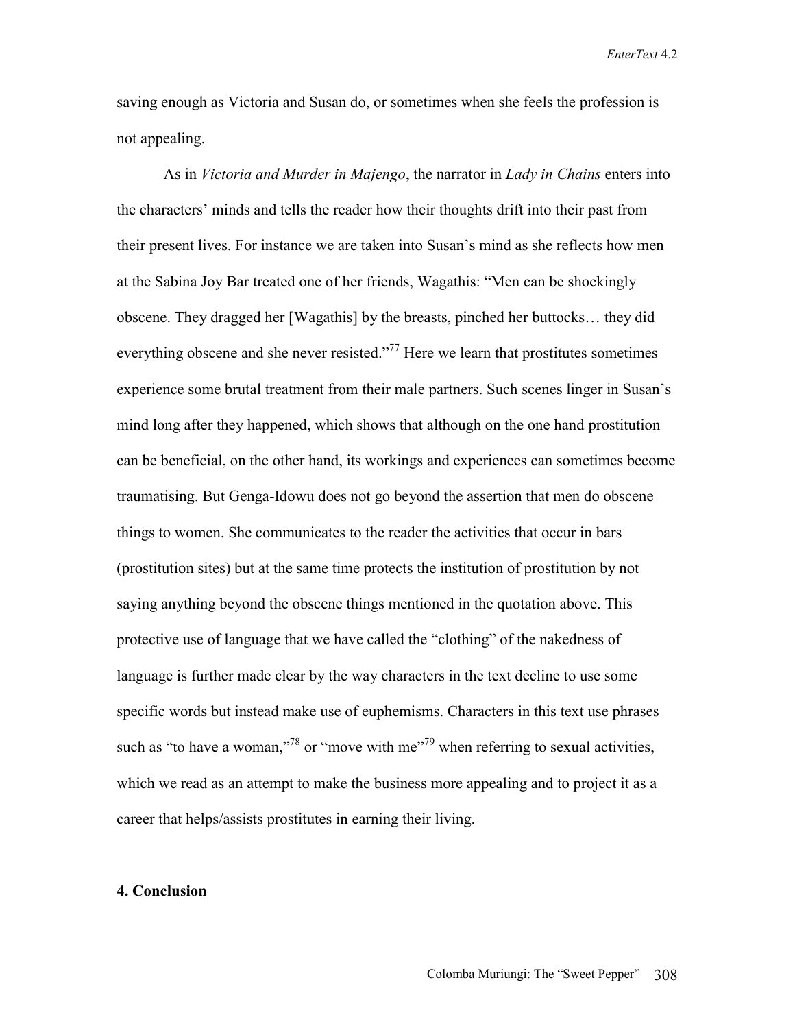saving enough as Victoria and Susan do, or sometimes when she feels the profession is not appealing.

As in *Victoria and Murder in Majengo*, the narrator in *Lady in Chains* enters into the characters' minds and tells the reader how their thoughts drift into their past from their present lives. For instance we are taken into Susan's mind as she reflects how men at the Sabina Joy Bar treated one of her friends, Wagathis: "Men can be shockingly obscene. They dragged her [Wagathis] by the breasts, pinched her buttocks… they did everything obscene and she never resisted."[77] Here we learn that prostitutes sometimes experience some brutal treatment from their male partners. Such scenes linger in Susan's mind long after they happened, which shows that although on the one hand prostitution can be beneficial, on the other hand, its workings and experiences can sometimes become traumatising. But Genga-Idowu does not go beyond the assertion that men do obscene things to women. She communicates to the reader the activities that occur in bars (prostitution sites) but at the same time protects the institution of prostitution by not saying anything beyond the obscene things mentioned in the quotation above. This protective use of language that we have called the "clothing" of the nakedness of language is further made clear by the way characters in the text decline to use some specific words but instead make use of euphemisms. Characters in this text use phrases such as "to have a woman,"[78] or "move with me"[79] when referring to sexual activities, which we read as an attempt to make the business more appealing and to project it as a career that helps/assists prostitutes in earning their living.

## 4. Conclusion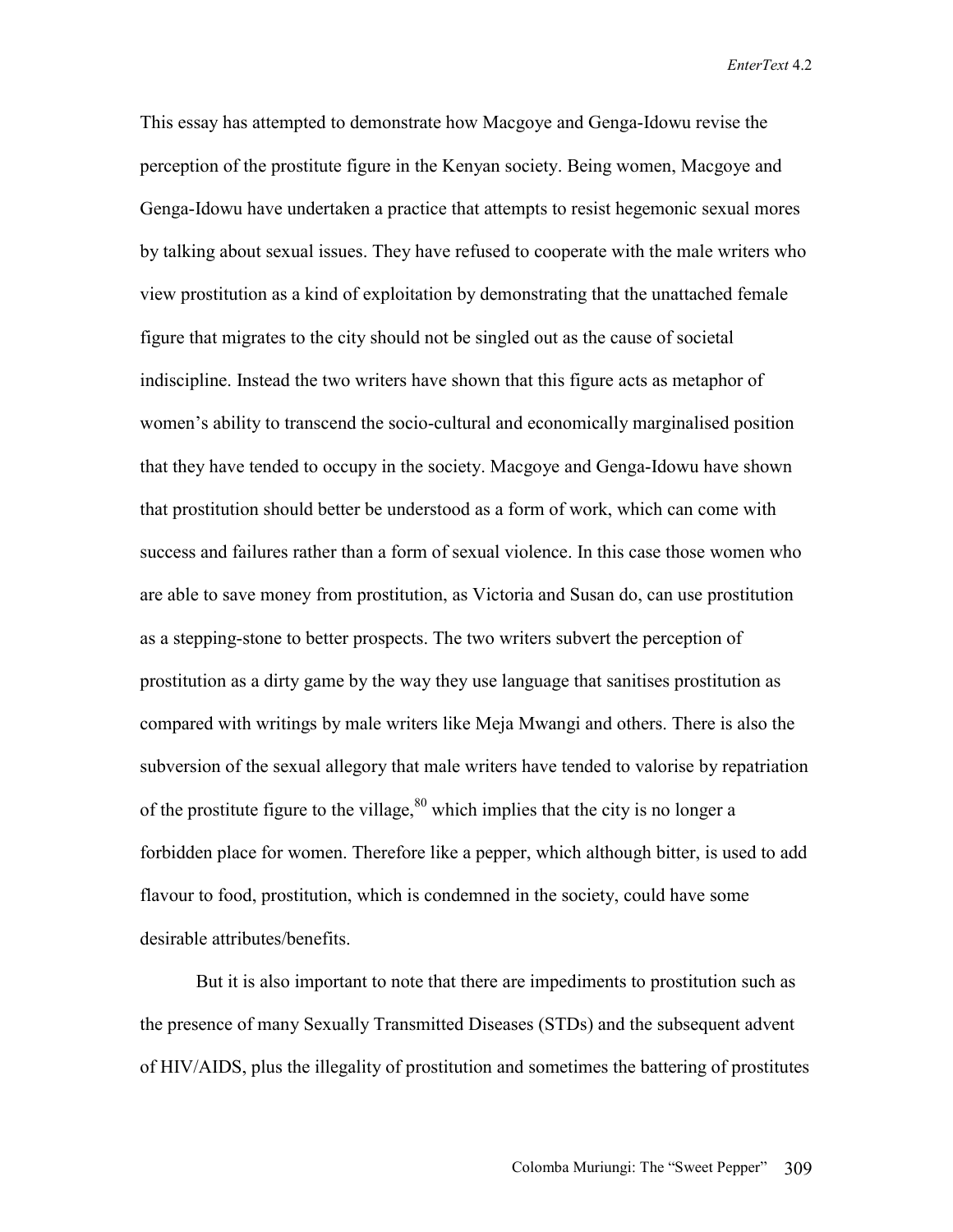This essay has attempted to demonstrate how Macgoye and Genga-Idowu revise the perception of the prostitute figure in the Kenyan society. Being women, Macgoye and Genga-Idowu have undertaken a practice that attempts to resist hegemonic sexual mores by talking about sexual issues. They have refused to cooperate with the male writers who view prostitution as a kind of exploitation by demonstrating that the unattached female figure that migrates to the city should not be singled out as the cause of societal indiscipline. Instead the two writers have shown that this figure acts as metaphor of women's ability to transcend the socio-cultural and economically marginalised position that they have tended to occupy in the society. Macgoye and Genga-Idowu have shown that prostitution should better be understood as a form of work, which can come with success and failures rather than a form of sexual violence. In this case those women who are able to save money from prostitution, as Victoria and Susan do, can use prostitution as a stepping-stone to better prospects. The two writers subvert the perception of prostitution as a dirty game by the way they use language that sanitises prostitution as compared with writings by male writers like Meja Mwangi and others. There is also the subversion of the sexual allegory that male writers have tended to valorise by repatriation of the prostitute figure to the village,[80] which implies that the city is no longer a forbidden place for women. Therefore like a pepper, which although bitter, is used to add flavour to food, prostitution, which is condemned in the society, could have some desirable attributes/benefits.

But it is also important to note that there are impediments to prostitution such as the presence of many Sexually Transmitted Diseases (STDs) and the subsequent advent of HIV/AIDS, plus the illegality of prostitution and sometimes the battering of prostitutes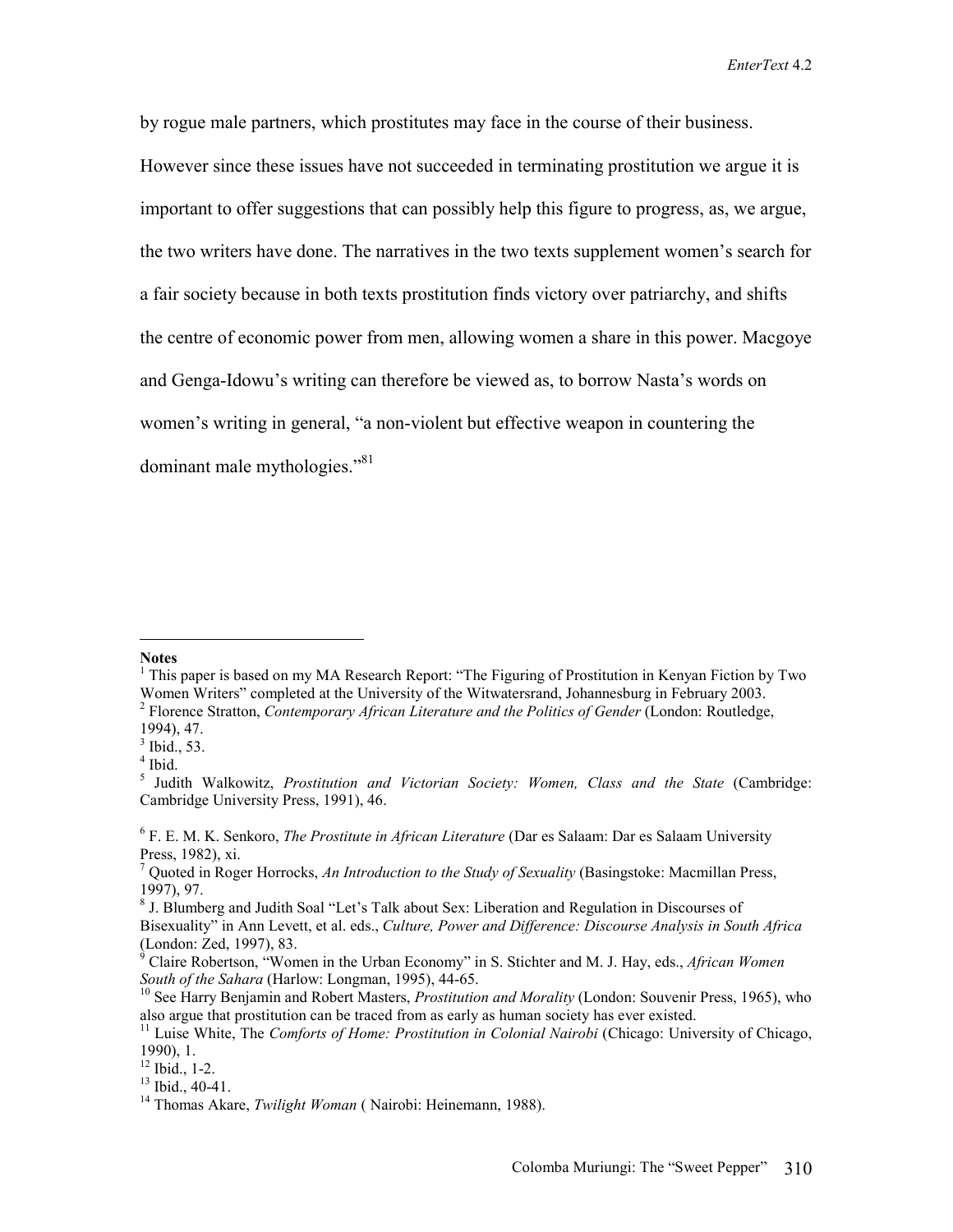by rogue male partners, which prostitutes may face in the course of their business. However since these issues have not succeeded in terminating prostitution we argue it is important to offer suggestions that can possibly help this figure to progress, as, we argue, the two writers have done. The narratives in the two texts supplement women's search for a fair society because in both texts prostitution finds victory over patriarchy, and shifts the centre of economic power from men, allowing women a share in this power. Macgoye and Genga-Idowu's writing can therefore be viewed as, to borrow Nasta's words on women's writing in general, "a non-violent but effective weapon in countering the dominant male mythologies."[81]

**Notes**

[1] This paper is based on my MA Research Report: "The Figuring of Prostitution in Kenyan Fiction by Two Women Writers" completed at the University of the Witwatersrand, Johannesburg in February 2003.

[2] Florence Stratton, *Contemporary African Literature and the Politics of Gender* (London: Routledge, 1994), 47.

[3] Ibid., 53.

[4] Ibid.

[5] Judith Walkowitz, *Prostitution and Victorian Society: Women, Class and the State* (Cambridge: Cambridge University Press, 1991), 46.

[6] F. E. M. K. Senkoro, *The Prostitute in African Literature* (Dar es Salaam: Dar es Salaam University Press, 1982), xi.

[7] Quoted in Roger Horrocks, *An Introduction to the Study of Sexuality* (Basingstoke: Macmillan Press, 1997), 97.

[8] J. Blumberg and Judith Soal "Let's Talk about Sex: Liberation and Regulation in Discourses of Bisexuality" in Ann Levett, et al. eds., *Culture, Power and Difference: Discourse Analysis in South Africa* (London: Zed, 1997), 83.

[9] Claire Robertson, "Women in the Urban Economy" in S. Stichter and M. J. Hay, eds., *African Women South of the Sahara* (Harlow: Longman, 1995), 44-65.

[10] See Harry Benjamin and Robert Masters, *Prostitution and Morality* (London: Souvenir Press, 1965), who also argue that prostitution can be traced from as early as human society has ever existed.

[11] Luise White, The *Comforts of Home: Prostitution in Colonial Nairobi* (Chicago: University of Chicago, 1990), 1.

[12] Ibid., 1-2.

[13] Ibid., 40-41.

[14] Thomas Akare, *Twilight Woman* ( Nairobi: Heinemann, 1988).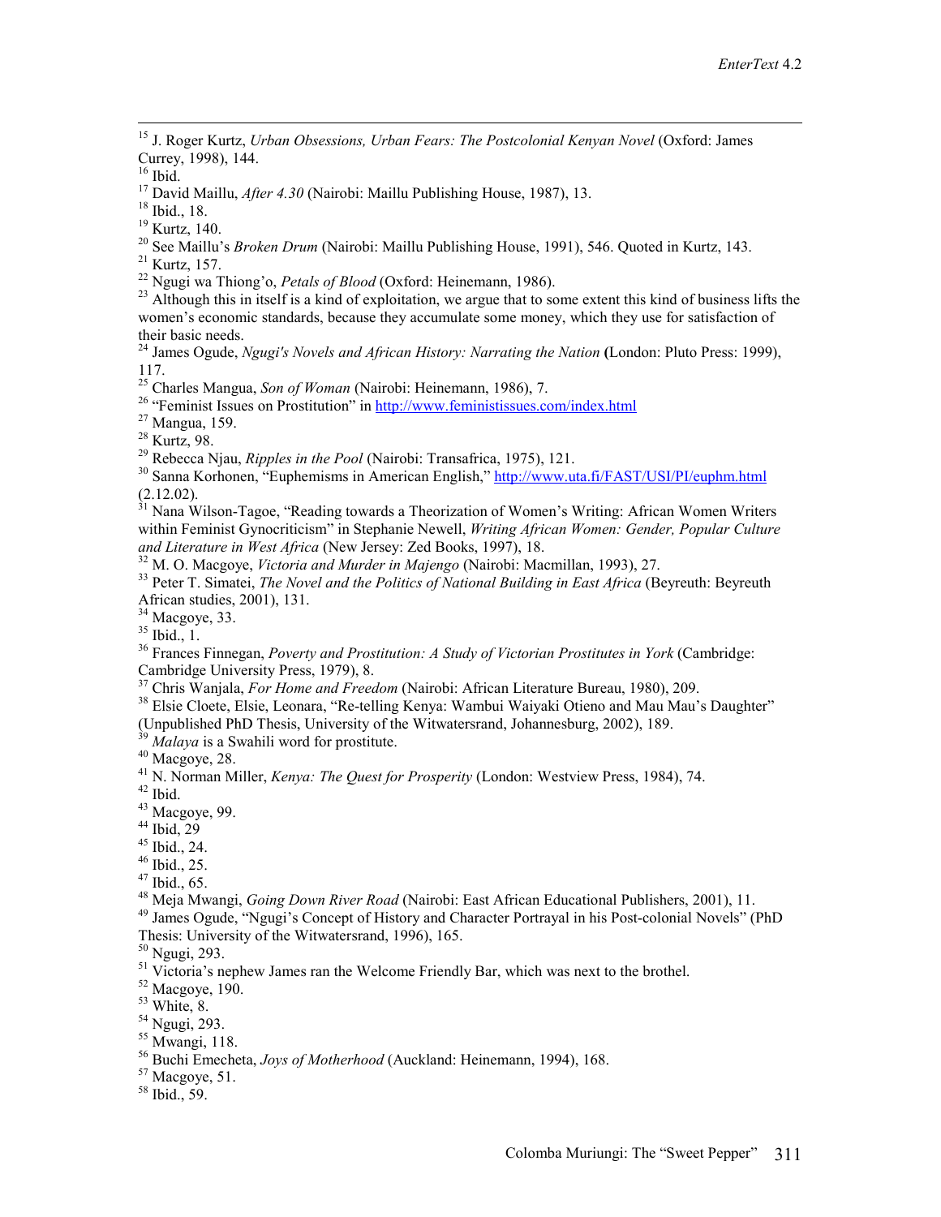[15] J. Roger Kurtz, *Urban Obsessions, Urban Fears: The Postcolonial Kenyan Novel* (Oxford: James Currey, 1998), 144.

[16] Ibid.

[17] David Maillu, *After 4.30* (Nairobi: Maillu Publishing House, 1987), 13.

[18] Ibid., 18.

[19] Kurtz, 140.

[20] See Maillu's *Broken Drum* (Nairobi: Maillu Publishing House, 1991), 546. Quoted in Kurtz, 143.

[21] Kurtz, 157.

[22] Ngugi wa Thiong'o, *Petals of Blood* (Oxford: Heinemann, 1986).

[23] Although this in itself is a kind of exploitation, we argue that to some extent this kind of business lifts the women's economic standards, because they accumulate some money, which they use for satisfaction of their basic needs.

[24] James Ogude, *Ngugi's Novels and African History: Narrating the Nation* **(**London: Pluto Press: 1999), 117.

[25] Charles Mangua, *Son of Woman* (Nairobi: Heinemann, 1986), 7.

[26] "Feminist Issues on Prostitution" in http://www.feministissues.com/index.html

[27] Mangua, 159.

[28] Kurtz, 98.

[29] Rebecca Njau, *Ripples in the Pool* (Nairobi: Transafrica, 1975), 121.

[30] Sanna Korhonen, "Euphemisms in American English," http://www.uta.fi/FAST/USI/PI/euphm.html (2.12.02).

[31] Nana Wilson-Tagoe, "Reading towards a Theorization of Women's Writing: African Women Writers within Feminist Gynocriticism" in Stephanie Newell, *Writing African Women: Gender, Popular Culture and Literature in West Africa* (New Jersey: Zed Books, 1997), 18.

[32] M. O. Macgoye, *Victoria and Murder in Majengo* (Nairobi: Macmillan, 1993), 27.

[33] Peter T. Simatei, *The Novel and the Politics of National Building in East Africa* (Beyreuth: Beyreuth African studies, 2001), 131.

[34] Macgoye, 33.

[35] Ibid., 1.

[36] Frances Finnegan, *Poverty and Prostitution: A Study of Victorian Prostitutes in York* (Cambridge: Cambridge University Press, 1979), 8.

[37] Chris Wanjala, *For Home and Freedom* (Nairobi: African Literature Bureau, 1980), 209.

[38] Elsie Cloete, Elsie, Leonara, "Re-telling Kenya: Wambui Waiyaki Otieno and Mau Mau's Daughter" (Unpublished PhD Thesis, University of the Witwatersrand, Johannesburg, 2002), 189.

[39] *Malaya* is a Swahili word for prostitute.

[40] Macgoye, 28.

[41] N. Norman Miller, *Kenya: The Quest for Prosperity* (London: Westview Press, 1984), 74.

[42] Ibid.

[43] Macgoye, 99.

[44] Ibid, 29

[45] Ibid., 24.

[46] Ibid., 25.

[47] Ibid., 65.

[48] Meja Mwangi, *Going Down River Road* (Nairobi: East African Educational Publishers, 2001), 11.

[49] James Ogude, "Ngugi's Concept of History and Character Portrayal in his Post-colonial Novels" (PhD Thesis: University of the Witwatersrand, 1996), 165.

[50] Ngugi, 293.

[51] Victoria's nephew James ran the Welcome Friendly Bar, which was next to the brothel.

[52] Macgoye, 190.

[53] White, 8.

[54] Ngugi, 293.

[55] Mwangi, 118.

[56] Buchi Emecheta, *Joys of Motherhood* (Auckland: Heinemann, 1994), 168.

[57] Macgoye, 51.

[58] Ibid., 59.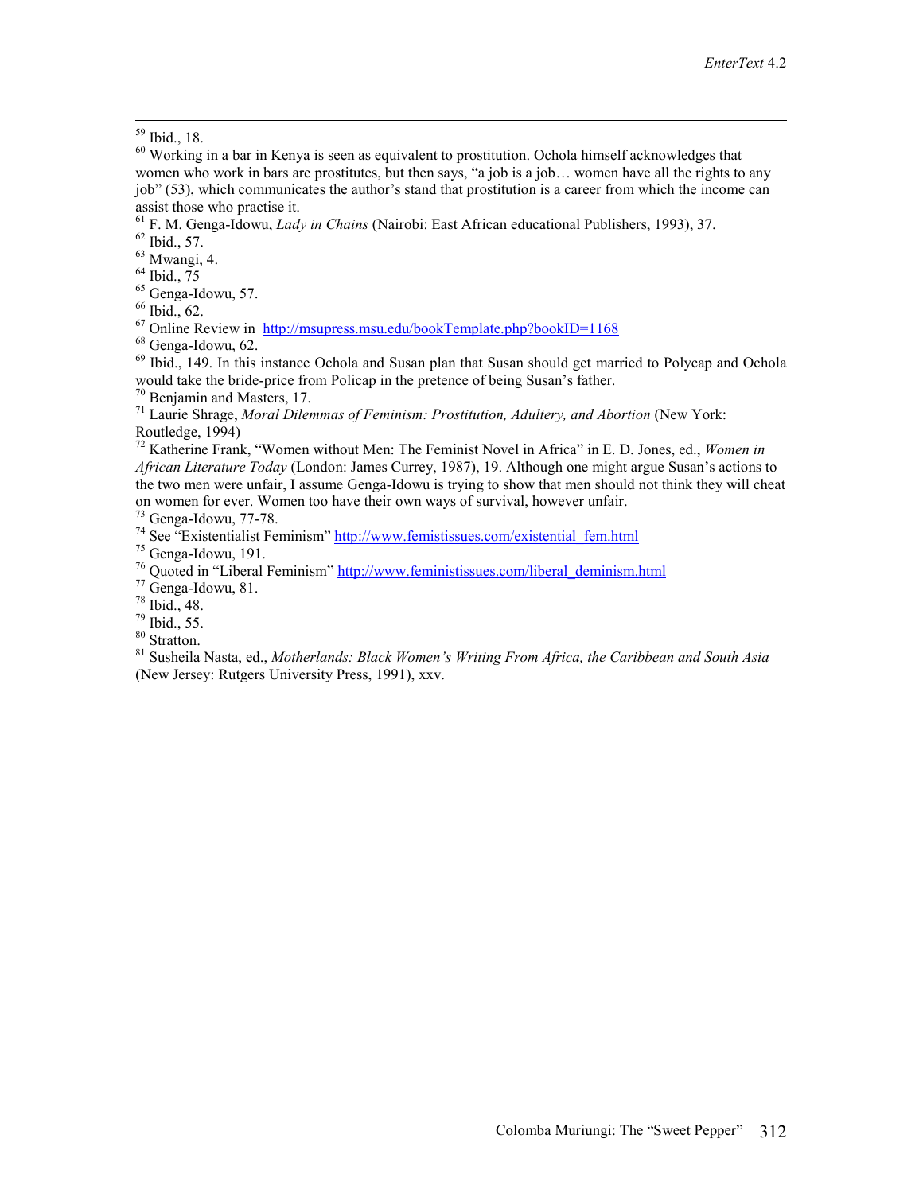[59] Ibid., 18.

[60] Working in a bar in Kenya is seen as equivalent to prostitution. Ochola himself acknowledges that women who work in bars are prostitutes, but then says, "a job is a job… women have all the rights to any job" (53), which communicates the author's stand that prostitution is a career from which the income can assist those who practise it.

[61] F. M. Genga-Idowu, *Lady in Chains* (Nairobi: East African educational Publishers, 1993), 37.

[62] Ibid., 57.

[63] Mwangi, 4.

[64] Ibid., 75

[65] Genga-Idowu, 57.

[66] Ibid., 62.

[67] Online Review in http://msupress.msu.edu/bookTemplate.php?bookID=1168

[68] Genga-Idowu, 62.

[69] Ibid., 149. In this instance Ochola and Susan plan that Susan should get married to Polycap and Ochola would take the bride-price from Policap in the pretence of being Susan's father.

[70] Benjamin and Masters, 17.

[71] Laurie Shrage, *Moral Dilemmas of Feminism: Prostitution, Adultery, and Abortion* (New York: Routledge, 1994)

[72] Katherine Frank, "Women without Men: The Feminist Novel in Africa" in E. D. Jones, ed., *Women in African Literature Today* (London: James Currey, 1987), 19. Although one might argue Susan's actions to the two men were unfair, I assume Genga-Idowu is trying to show that men should not think they will cheat on women for ever. Women too have their own ways of survival, however unfair.

[73] Genga-Idowu, 77-78.

[74] See "Existentialist Feminism" http://www.femistissues.com/existential_fem.html

[75] Genga-Idowu, 191.

[76] Quoted in "Liberal Feminism" http://www.feministissues.com/liberal_deminism.html

[77] Genga-Idowu, 81.

[78] Ibid., 48.

[79] Ibid., 55.

[80] Stratton.

[81] Susheila Nasta, ed., *Motherlands: Black Women's Writing From Africa, the Caribbean and South Asia* (New Jersey: Rutgers University Press, 1991), xxv.